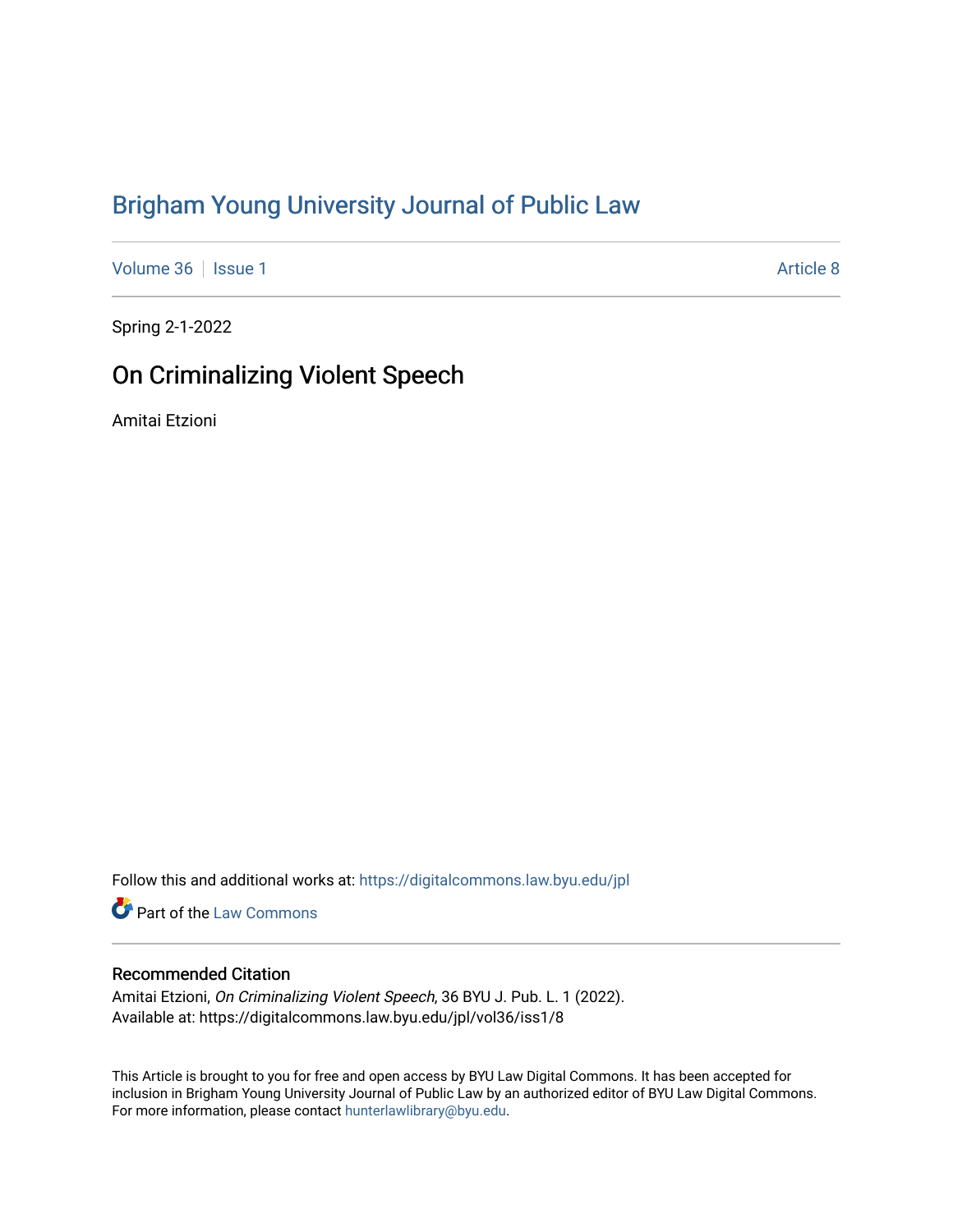# Brigham Young University Journal of Public Law

Volume 36 | Issue 1 | Article 8

Spring 2-1-2022

## On Criminalizing Violent Speech

Amitai Etzioni

Follow this and additional works at: https://digitalcommons.law.byu.edu/jpl

Part of the Law Commons

### Recommended Citation

Amitai Etzioni, *On Criminalizing Violent Speech*, 36 BYU J. Pub. L. 1 (2022).
Available at: https://digitalcommons.law.byu.edu/jpl/vol36/iss1/8

This Article is brought to you for free and open access by BYU Law Digital Commons. It has been accepted for inclusion in Brigham Young University Journal of Public Law by an authorized editor of BYU Law Digital Commons. For more information, please contact hunterlawlibrary@byu.edu.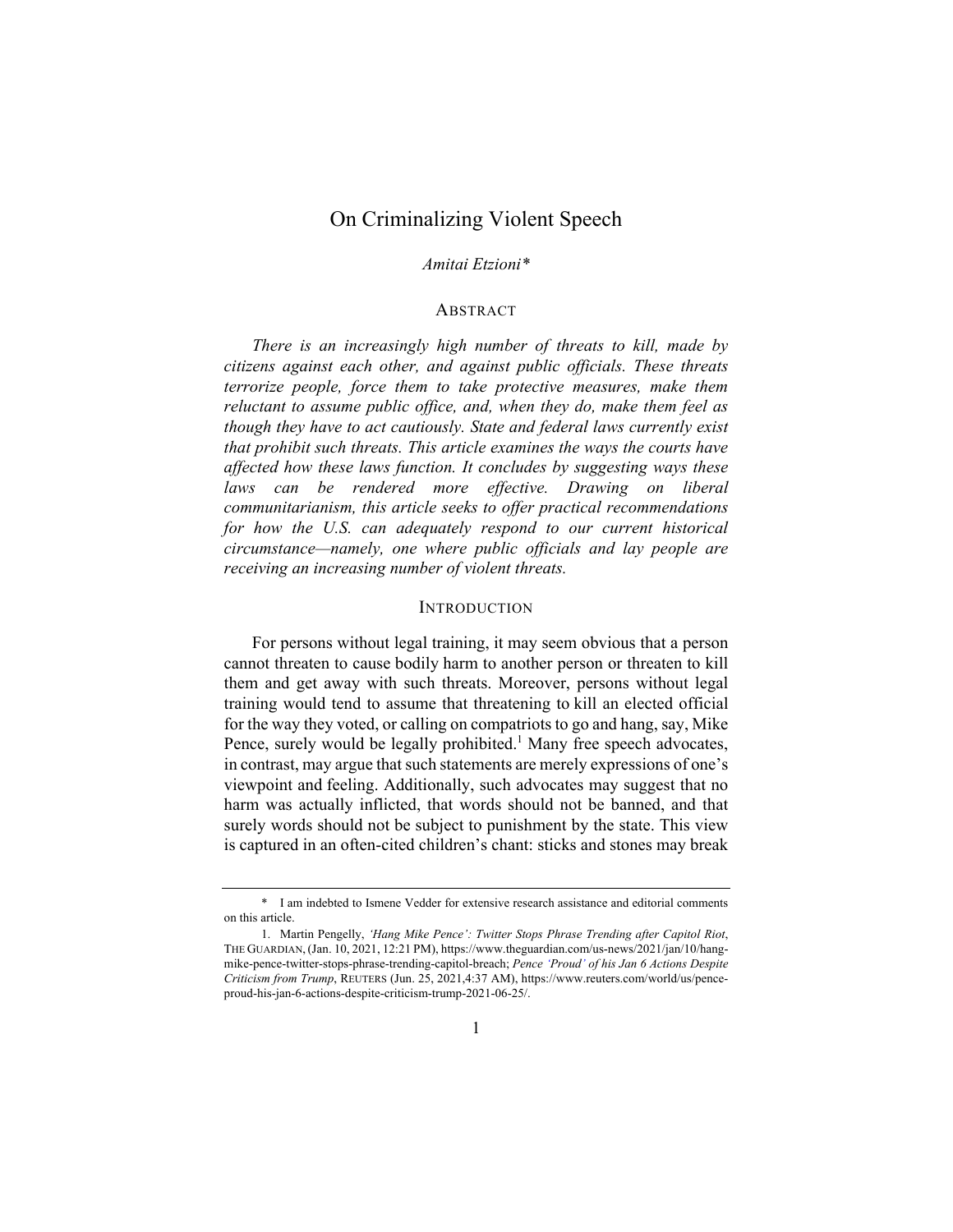# On Criminalizing Violent Speech

*Amitai Etzioni\**

## ABSTRACT

*There is an increasingly high number of threats to kill, made by citizens against each other, and against public officials. These threats terrorize people, force them to take protective measures, make them reluctant to assume public office, and, when they do, make them feel as though they have to act cautiously. State and federal laws currently exist that prohibit such threats. This article examines the ways the courts have affected how these laws function. It concludes by suggesting ways these laws can be rendered more effective. Drawing on liberal communitarianism, this article seeks to offer practical recommendations for how the U.S. can adequately respond to our current historical circumstance—namely, one where public officials and lay people are receiving an increasing number of violent threats.*

## INTRODUCTION

For persons without legal training, it may seem obvious that a person cannot threaten to cause bodily harm to another person or threaten to kill them and get away with such threats. Moreover, persons without legal training would tend to assume that threatening to kill an elected official for the way they voted, or calling on compatriots to go and hang, say, Mike Pence, surely would be legally prohibited.[1] Many free speech advocates, in contrast, may argue that such statements are merely expressions of one's viewpoint and feeling. Additionally, such advocates may suggest that no harm was actually inflicted, that words should not be banned, and that surely words should not be subject to punishment by the state. This view is captured in an often-cited children's chant: sticks and stones may break

---

\* I am indebted to Ismene Vedder for extensive research assistance and editorial comments on this article.

1. Martin Pengelly, *'Hang Mike Pence': Twitter Stops Phrase Trending after Capitol Riot*, THE GUARDIAN, (Jan. 10, 2021, 12:21 PM), https://www.theguardian.com/us-news/2021/jan/10/hang-mike-pence-twitter-stops-phrase-trending-capitol-breach; *Pence 'Proud' of his Jan 6 Actions Despite Criticism from Trump*, REUTERS (Jun. 25, 2021,4:37 AM), https://www.reuters.com/world/us/pence-proud-his-jan-6-actions-despite-criticism-trump-2021-06-25/.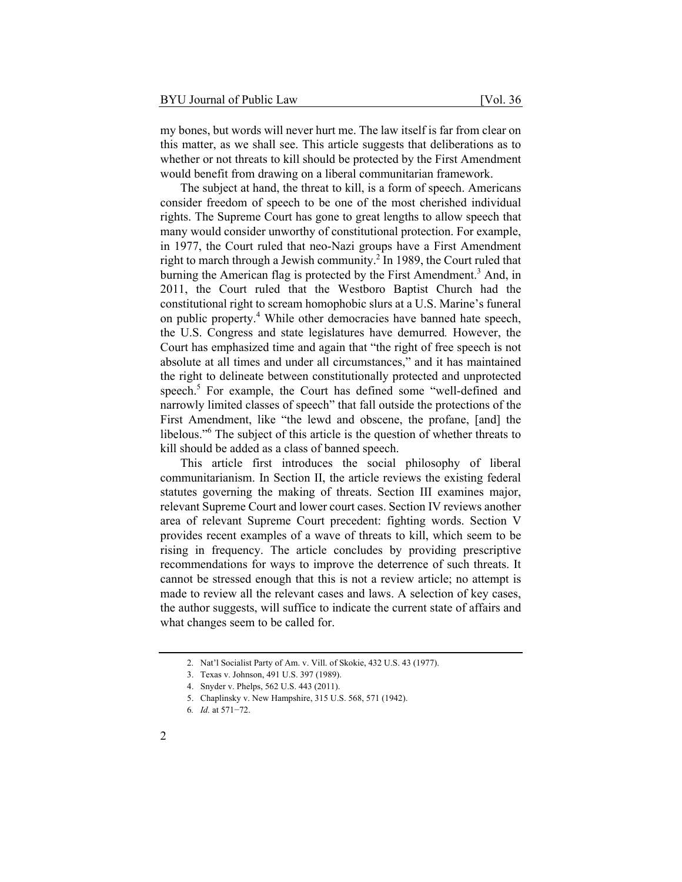my bones, but words will never hurt me. The law itself is far from clear on this matter, as we shall see. This article suggests that deliberations as to whether or not threats to kill should be protected by the First Amendment would benefit from drawing on a liberal communitarian framework.

The subject at hand, the threat to kill, is a form of speech. Americans consider freedom of speech to be one of the most cherished individual rights. The Supreme Court has gone to great lengths to allow speech that many would consider unworthy of constitutional protection. For example, in 1977, the Court ruled that neo-Nazi groups have a First Amendment right to march through a Jewish community.[2] In 1989, the Court ruled that burning the American flag is protected by the First Amendment.[3] And, in 2011, the Court ruled that the Westboro Baptist Church had the constitutional right to scream homophobic slurs at a U.S. Marine's funeral on public property.[4] While other democracies have banned hate speech, the U.S. Congress and state legislatures have demurred*.* However, the Court has emphasized time and again that "the right of free speech is not absolute at all times and under all circumstances," and it has maintained the right to delineate between constitutionally protected and unprotected speech.[5] For example, the Court has defined some "well-defined and narrowly limited classes of speech" that fall outside the protections of the First Amendment, like "the lewd and obscene, the profane, [and] the libelous."[6] The subject of this article is the question of whether threats to kill should be added as a class of banned speech.

This article first introduces the social philosophy of liberal communitarianism. In Section II, the article reviews the existing federal statutes governing the making of threats. Section III examines major, relevant Supreme Court and lower court cases. Section IV reviews another area of relevant Supreme Court precedent: fighting words. Section V provides recent examples of a wave of threats to kill, which seem to be rising in frequency. The article concludes by providing prescriptive recommendations for ways to improve the deterrence of such threats. It cannot be stressed enough that this is not a review article; no attempt is made to review all the relevant cases and laws. A selection of key cases, the author suggests, will suffice to indicate the current state of affairs and what changes seem to be called for.

---

2. Nat'l Socialist Party of Am. v. Vill. of Skokie, 432 U.S. 43 (1977).

3. Texas v. Johnson, 491 U.S. 397 (1989).

4. Snyder v. Phelps, 562 U.S. 443 (2011).

5. Chaplinsky v. New Hampshire, 315 U.S. 568, 571 (1942).

6. *Id.* at 571−72.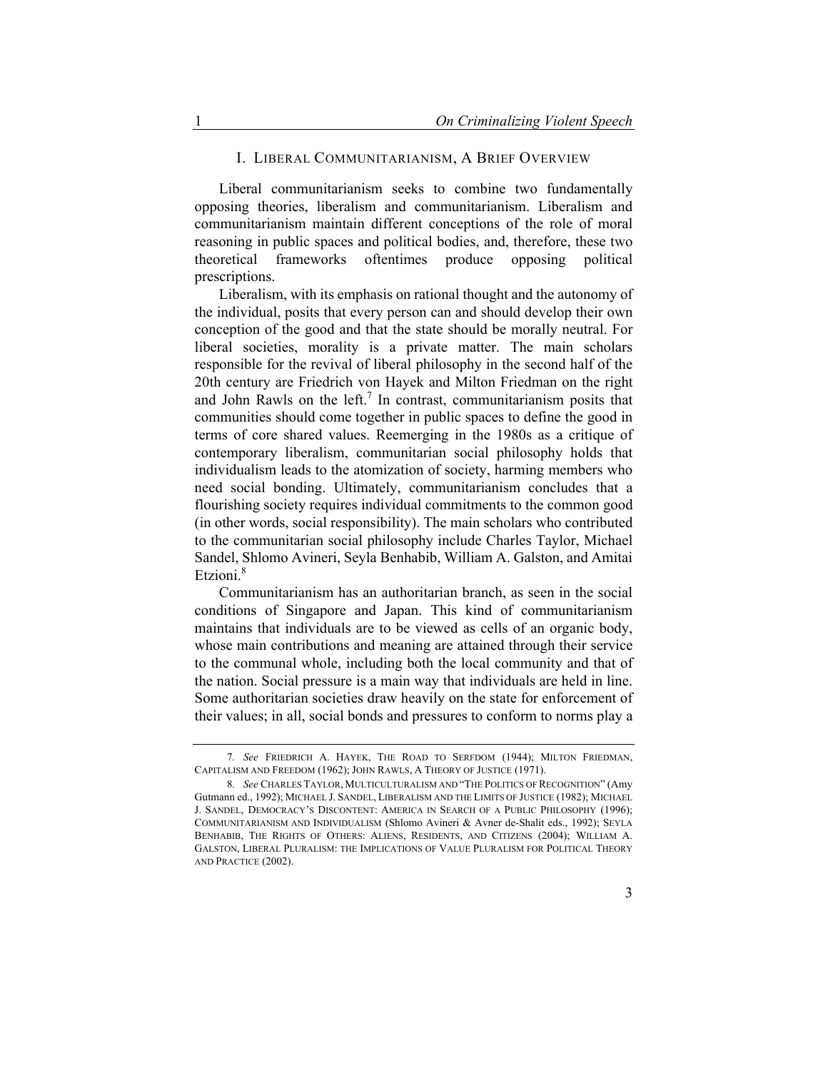## I. LIBERAL COMMUNITARIANISM, A BRIEF OVERVIEW

Liberal communitarianism seeks to combine two fundamentally opposing theories, liberalism and communitarianism. Liberalism and communitarianism maintain different conceptions of the role of moral reasoning in public spaces and political bodies, and, therefore, these two theoretical frameworks oftentimes produce opposing political prescriptions.

Liberalism, with its emphasis on rational thought and the autonomy of the individual, posits that every person can and should develop their own conception of the good and that the state should be morally neutral. For liberal societies, morality is a private matter. The main scholars responsible for the revival of liberal philosophy in the second half of the 20th century are Friedrich von Hayek and Milton Friedman on the right and John Rawls on the left.[7] In contrast, communitarianism posits that communities should come together in public spaces to define the good in terms of core shared values. Reemerging in the 1980s as a critique of contemporary liberalism, communitarian social philosophy holds that individualism leads to the atomization of society, harming members who need social bonding. Ultimately, communitarianism concludes that a flourishing society requires individual commitments to the common good (in other words, social responsibility). The main scholars who contributed to the communitarian social philosophy include Charles Taylor, Michael Sandel, Shlomo Avineri, Seyla Benhabib, William A. Galston, and Amitai Etzioni.[8]

Communitarianism has an authoritarian branch, as seen in the social conditions of Singapore and Japan. This kind of communitarianism maintains that individuals are to be viewed as cells of an organic body, whose main contributions and meaning are attained through their service to the communal whole, including both the local community and that of the nation. Social pressure is a main way that individuals are held in line. Some authoritarian societies draw heavily on the state for enforcement of their values; in all, social bonds and pressures to conform to norms play a

---

7. *See* FRIEDRICH A. HAYEK, THE ROAD TO SERFDOM (1944); MILTON FRIEDMAN, CAPITALISM AND FREEDOM (1962); JOHN RAWLS, A THEORY OF JUSTICE (1971).

8. *See* CHARLES TAYLOR, MULTICULTURALISM AND "THE POLITICS OF RECOGNITION" (Amy Gutmann ed., 1992); MICHAEL J. SANDEL, LIBERALISM AND THE LIMITS OF JUSTICE (1982); MICHAEL J. SANDEL, DEMOCRACY'S DISCONTENT: AMERICA IN SEARCH OF A PUBLIC PHILOSOPHY (1996); COMMUNITARIANISM AND INDIVIDUALISM (Shlomo Avineri & Avner de-Shalit eds., 1992); SEYLA BENHABIB, THE RIGHTS OF OTHERS: ALIENS, RESIDENTS, AND CITIZENS (2004); WILLIAM A. GALSTON, LIBERAL PLURALISM: THE IMPLICATIONS OF VALUE PLURALISM FOR POLITICAL THEORY AND PRACTICE (2002).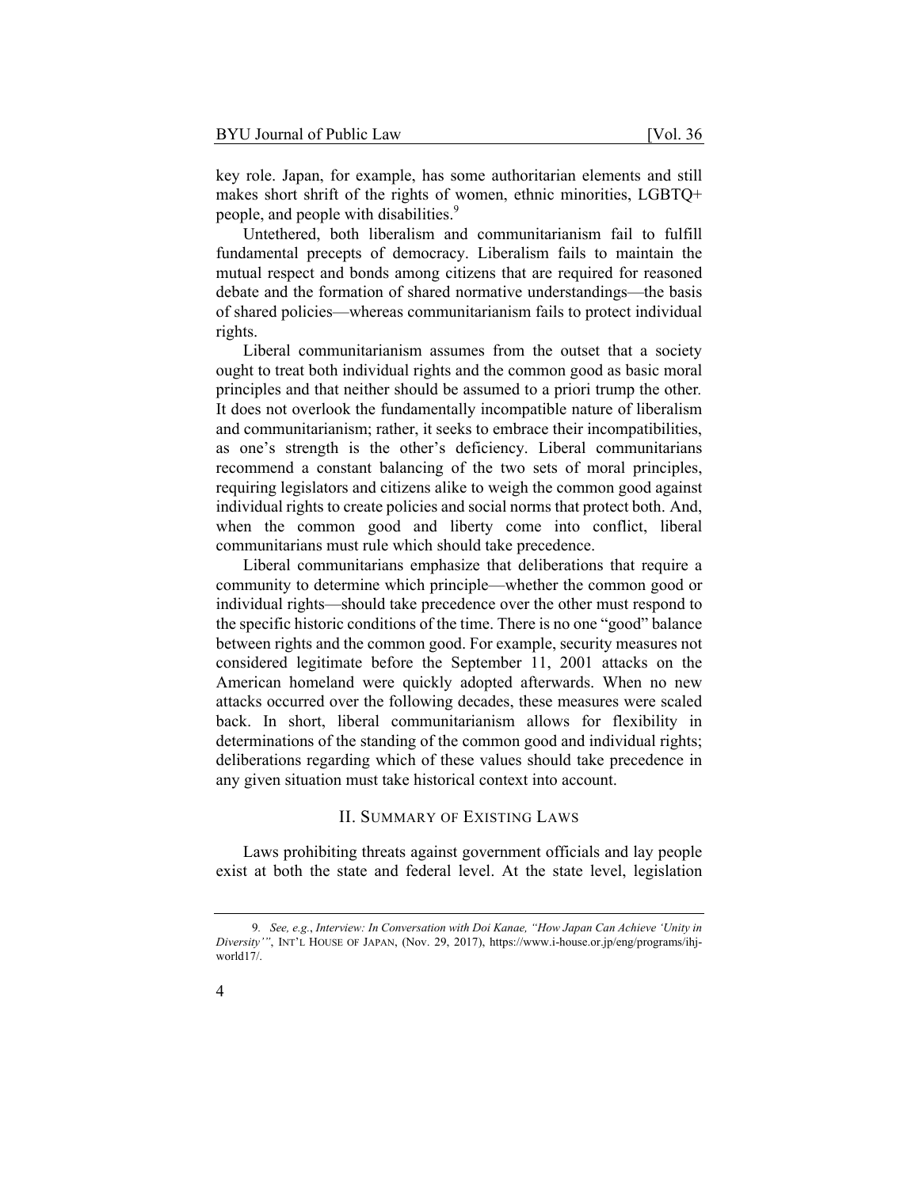key role. Japan, for example, has some authoritarian elements and still makes short shrift of the rights of women, ethnic minorities, LGBTQ+ people, and people with disabilities.[9]

Untethered, both liberalism and communitarianism fail to fulfill fundamental precepts of democracy. Liberalism fails to maintain the mutual respect and bonds among citizens that are required for reasoned debate and the formation of shared normative understandings—the basis of shared policies—whereas communitarianism fails to protect individual rights.

Liberal communitarianism assumes from the outset that a society ought to treat both individual rights and the common good as basic moral principles and that neither should be assumed to a priori trump the other. It does not overlook the fundamentally incompatible nature of liberalism and communitarianism; rather, it seeks to embrace their incompatibilities, as one's strength is the other's deficiency. Liberal communitarians recommend a constant balancing of the two sets of moral principles, requiring legislators and citizens alike to weigh the common good against individual rights to create policies and social norms that protect both. And, when the common good and liberty come into conflict, liberal communitarians must rule which should take precedence.

Liberal communitarians emphasize that deliberations that require a community to determine which principle—whether the common good or individual rights—should take precedence over the other must respond to the specific historic conditions of the time. There is no one "good" balance between rights and the common good. For example, security measures not considered legitimate before the September 11, 2001 attacks on the American homeland were quickly adopted afterwards. When no new attacks occurred over the following decades, these measures were scaled back. In short, liberal communitarianism allows for flexibility in determinations of the standing of the common good and individual rights; deliberations regarding which of these values should take precedence in any given situation must take historical context into account.

## II. Summary of Existing Laws

Laws prohibiting threats against government officials and lay people exist at both the state and federal level. At the state level, legislation

9. *See, e.g.*, *Interview: In Conversation with Doi Kanae, "How Japan Can Achieve 'Unity in Diversity'"*, INT'L HOUSE OF JAPAN, (Nov. 29, 2017), https://www.i-house.or.jp/eng/programs/ihj-world17/.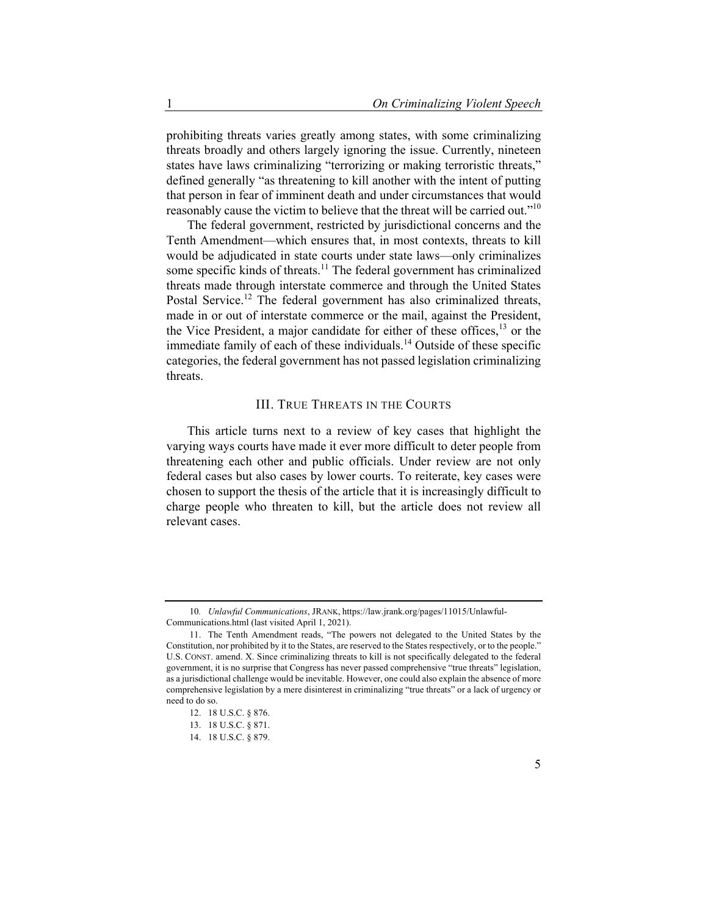prohibiting threats varies greatly among states, with some criminalizing threats broadly and others largely ignoring the issue. Currently, nineteen states have laws criminalizing "terrorizing or making terroristic threats," defined generally "as threatening to kill another with the intent of putting that person in fear of imminent death and under circumstances that would reasonably cause the victim to believe that the threat will be carried out."[10]

The federal government, restricted by jurisdictional concerns and the Tenth Amendment—which ensures that, in most contexts, threats to kill would be adjudicated in state courts under state laws—only criminalizes some specific kinds of threats.[11] The federal government has criminalized threats made through interstate commerce and through the United States Postal Service.[12] The federal government has also criminalized threats, made in or out of interstate commerce or the mail, against the President, the Vice President, a major candidate for either of these offices,[13] or the immediate family of each of these individuals.[14] Outside of these specific categories, the federal government has not passed legislation criminalizing threats.

## III. True Threats in the Courts

This article turns next to a review of key cases that highlight the varying ways courts have made it ever more difficult to deter people from threatening each other and public officials. Under review are not only federal cases but also cases by lower courts. To reiterate, key cases were chosen to support the thesis of the article that it is increasingly difficult to charge people who threaten to kill, but the article does not review all relevant cases.

---

10. *Unlawful Communications*, JRANK, https://law.jrank.org/pages/11015/Unlawful-Communications.html (last visited April 1, 2021).

11. The Tenth Amendment reads, "The powers not delegated to the United States by the Constitution, nor prohibited by it to the States, are reserved to the States respectively, or to the people." U.S. CONST. amend. X. Since criminalizing threats to kill is not specifically delegated to the federal government, it is no surprise that Congress has never passed comprehensive "true threats" legislation, as a jurisdictional challenge would be inevitable. However, one could also explain the absence of more comprehensive legislation by a mere disinterest in criminalizing "true threats" or a lack of urgency or need to do so.

12. 18 U.S.C. § 876.

13. 18 U.S.C. § 871.

14. 18 U.S.C. § 879.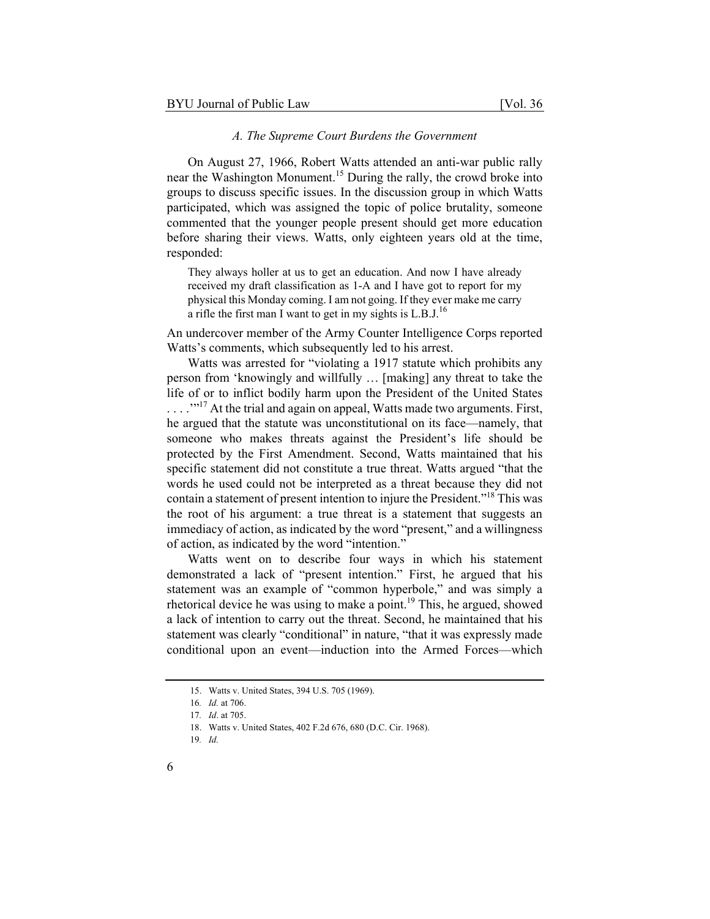### *A. The Supreme Court Burdens the Government*

On August 27, 1966, Robert Watts attended an anti-war public rally near the Washington Monument.[15] During the rally, the crowd broke into groups to discuss specific issues. In the discussion group in which Watts participated, which was assigned the topic of police brutality, someone commented that the younger people present should get more education before sharing their views. Watts, only eighteen years old at the time, responded:

> They always holler at us to get an education. And now I have already received my draft classification as 1-A and I have got to report for my physical this Monday coming. I am not going. If they ever make me carry a rifle the first man I want to get in my sights is L.B.J.[16]

An undercover member of the Army Counter Intelligence Corps reported Watts's comments, which subsequently led to his arrest.

Watts was arrested for "violating a 1917 statute which prohibits any person from 'knowingly and willfully … [making] any threat to take the life of or to inflict bodily harm upon the President of the United States . . . .'"[17] At the trial and again on appeal, Watts made two arguments. First, he argued that the statute was unconstitutional on its face—namely, that someone who makes threats against the President's life should be protected by the First Amendment. Second, Watts maintained that his specific statement did not constitute a true threat. Watts argued "that the words he used could not be interpreted as a threat because they did not contain a statement of present intention to injure the President."[18] This was the root of his argument: a true threat is a statement that suggests an immediacy of action, as indicated by the word "present," and a willingness of action, as indicated by the word "intention."

Watts went on to describe four ways in which his statement demonstrated a lack of "present intention." First, he argued that his statement was an example of "common hyperbole," and was simply a rhetorical device he was using to make a point.[19] This, he argued, showed a lack of intention to carry out the threat. Second, he maintained that his statement was clearly "conditional" in nature, "that it was expressly made conditional upon an event—induction into the Armed Forces—which

---

15. Watts v. United States, 394 U.S. 705 (1969).
16. *Id.* at 706.
17. *Id*. at 705.
18. Watts v. United States, 402 F.2d 676, 680 (D.C. Cir. 1968).
19. *Id.*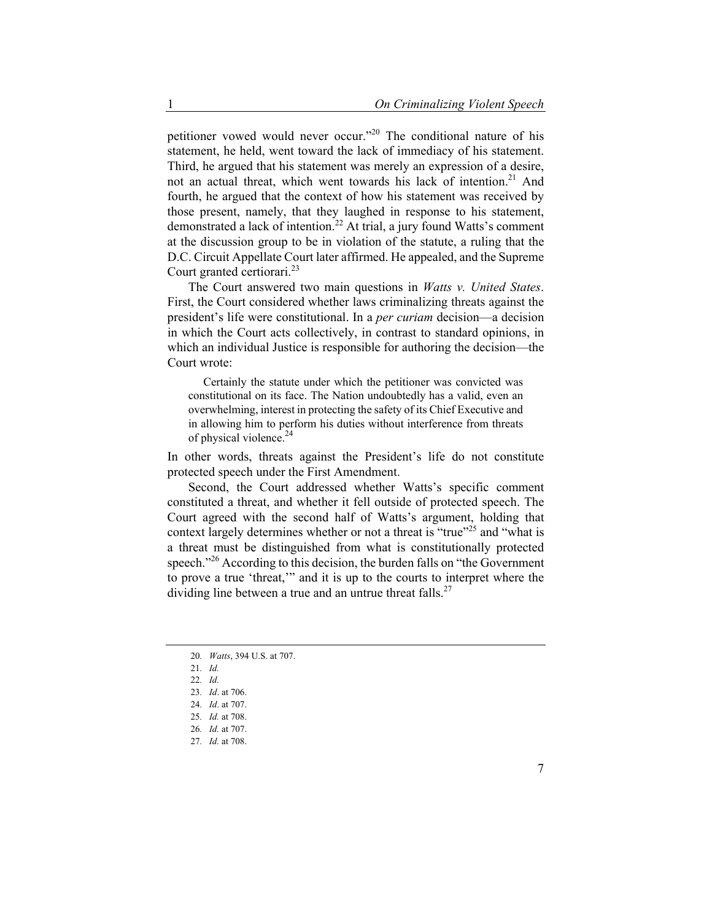petitioner vowed would never occur."[20] The conditional nature of his statement, he held, went toward the lack of immediacy of his statement. Third, he argued that his statement was merely an expression of a desire, not an actual threat, which went towards his lack of intention.[21] And fourth, he argued that the context of how his statement was received by those present, namely, that they laughed in response to his statement, demonstrated a lack of intention.[22] At trial, a jury found Watts's comment at the discussion group to be in violation of the statute, a ruling that the D.C. Circuit Appellate Court later affirmed. He appealed, and the Supreme Court granted certiorari.[23]

The Court answered two main questions in *Watts v. United States*. First, the Court considered whether laws criminalizing threats against the president's life were constitutional. In a *per curiam* decision—a decision in which the Court acts collectively, in contrast to standard opinions, in which an individual Justice is responsible for authoring the decision—the Court wrote:

> Certainly the statute under which the petitioner was convicted was constitutional on its face. The Nation undoubtedly has a valid, even an overwhelming, interest in protecting the safety of its Chief Executive and in allowing him to perform his duties without interference from threats of physical violence.[24]

In other words, threats against the President's life do not constitute protected speech under the First Amendment.

Second, the Court addressed whether Watts's specific comment constituted a threat, and whether it fell outside of protected speech. The Court agreed with the second half of Watts's argument, holding that context largely determines whether or not a threat is "true"[25] and "what is a threat must be distinguished from what is constitutionally protected speech."[26] According to this decision, the burden falls on "the Government to prove a true 'threat,'" and it is up to the courts to interpret where the dividing line between a true and an untrue threat falls.[27]

---

20. *Watts*, 394 U.S. at 707.
21. *Id.*
22. *Id.*
23. *Id*. at 706.
24. *Id*. at 707.
25. *Id.* at 708.
26. *Id.* at 707.
27. *Id.* at 708.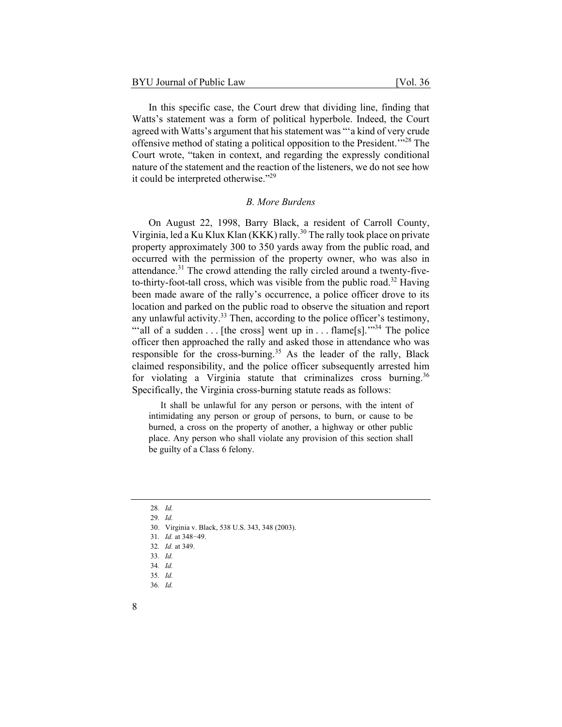In this specific case, the Court drew that dividing line, finding that Watts's statement was a form of political hyperbole. Indeed, the Court agreed with Watts's argument that his statement was "'a kind of very crude offensive method of stating a political opposition to the President.'"[28] The Court wrote, "taken in context, and regarding the expressly conditional nature of the statement and the reaction of the listeners, we do not see how it could be interpreted otherwise."[29]

### *B. More Burdens*

On August 22, 1998, Barry Black, a resident of Carroll County, Virginia, led a Ku Klux Klan (KKK) rally.[30] The rally took place on private property approximately 300 to 350 yards away from the public road, and occurred with the permission of the property owner, who was also in attendance.[31] The crowd attending the rally circled around a twenty-five-to-thirty-foot-tall cross, which was visible from the public road.[32] Having been made aware of the rally's occurrence, a police officer drove to its location and parked on the public road to observe the situation and report any unlawful activity.[33] Then, according to the police officer's testimony, "'all of a sudden . . . [the cross] went up in . . . flame[s].'"[34] The police officer then approached the rally and asked those in attendance who was responsible for the cross-burning.[35] As the leader of the rally, Black claimed responsibility, and the police officer subsequently arrested him for violating a Virginia statute that criminalizes cross burning.[36] Specifically, the Virginia cross-burning statute reads as follows:

> It shall be unlawful for any person or persons, with the intent of intimidating any person or group of persons, to burn, or cause to be burned, a cross on the property of another, a highway or other public place. Any person who shall violate any provision of this section shall be guilty of a Class 6 felony.

---

28. *Id.*
29. *Id.*
30. Virginia v. Black, 538 U.S. 343, 348 (2003).
31. *Id.* at 348–49.
32. *Id.* at 349.
33. *Id.*
34. *Id.*
35. *Id.*
36. *Id.*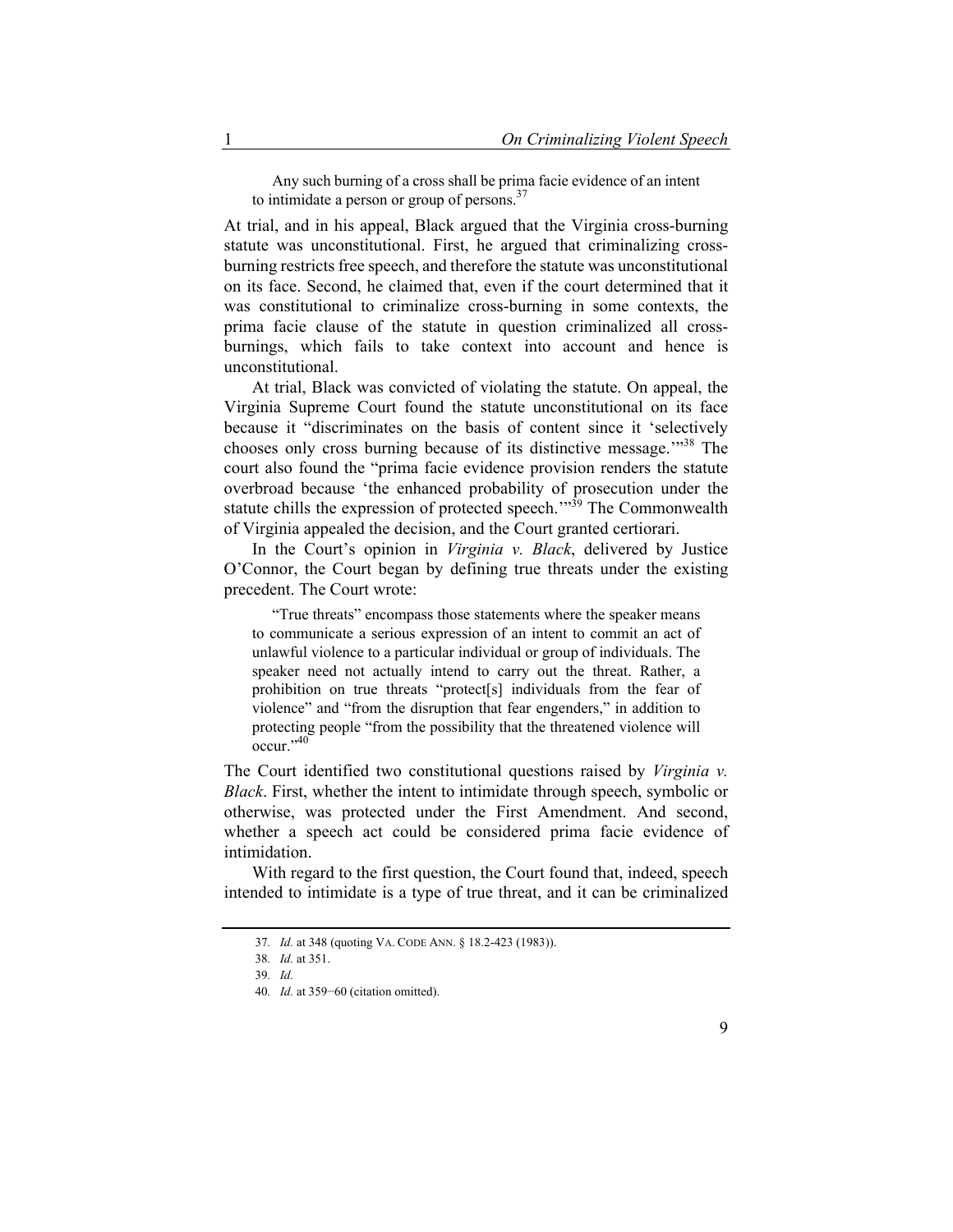> Any such burning of a cross shall be prima facie evidence of an intent to intimidate a person or group of persons.[37]

At trial, and in his appeal, Black argued that the Virginia cross-burning statute was unconstitutional. First, he argued that criminalizing cross-burning restricts free speech, and therefore the statute was unconstitutional on its face. Second, he claimed that, even if the court determined that it was constitutional to criminalize cross-burning in some contexts, the prima facie clause of the statute in question criminalized all cross-burnings, which fails to take context into account and hence is unconstitutional.

At trial, Black was convicted of violating the statute. On appeal, the Virginia Supreme Court found the statute unconstitutional on its face because it "discriminates on the basis of content since it 'selectively chooses only cross burning because of its distinctive message.'"[38] The court also found the "prima facie evidence provision renders the statute overbroad because 'the enhanced probability of prosecution under the statute chills the expression of protected speech.'"[39] The Commonwealth of Virginia appealed the decision, and the Court granted certiorari.

In the Court's opinion in *Virginia v. Black*, delivered by Justice O'Connor, the Court began by defining true threats under the existing precedent. The Court wrote:

> "True threats" encompass those statements where the speaker means to communicate a serious expression of an intent to commit an act of unlawful violence to a particular individual or group of individuals. The speaker need not actually intend to carry out the threat. Rather, a prohibition on true threats "protect[s] individuals from the fear of violence" and "from the disruption that fear engenders," in addition to protecting people "from the possibility that the threatened violence will occur."[40]

The Court identified two constitutional questions raised by *Virginia v. Black*. First, whether the intent to intimidate through speech, symbolic or otherwise, was protected under the First Amendment. And second, whether a speech act could be considered prima facie evidence of intimidation.

With regard to the first question, the Court found that, indeed, speech intended to intimidate is a type of true threat, and it can be criminalized

---

37. *Id.* at 348 (quoting VA. CODE ANN. § 18.2-423 (1983)).

38. *Id.* at 351.

39. *Id.*

40. *Id.* at 359−60 (citation omitted).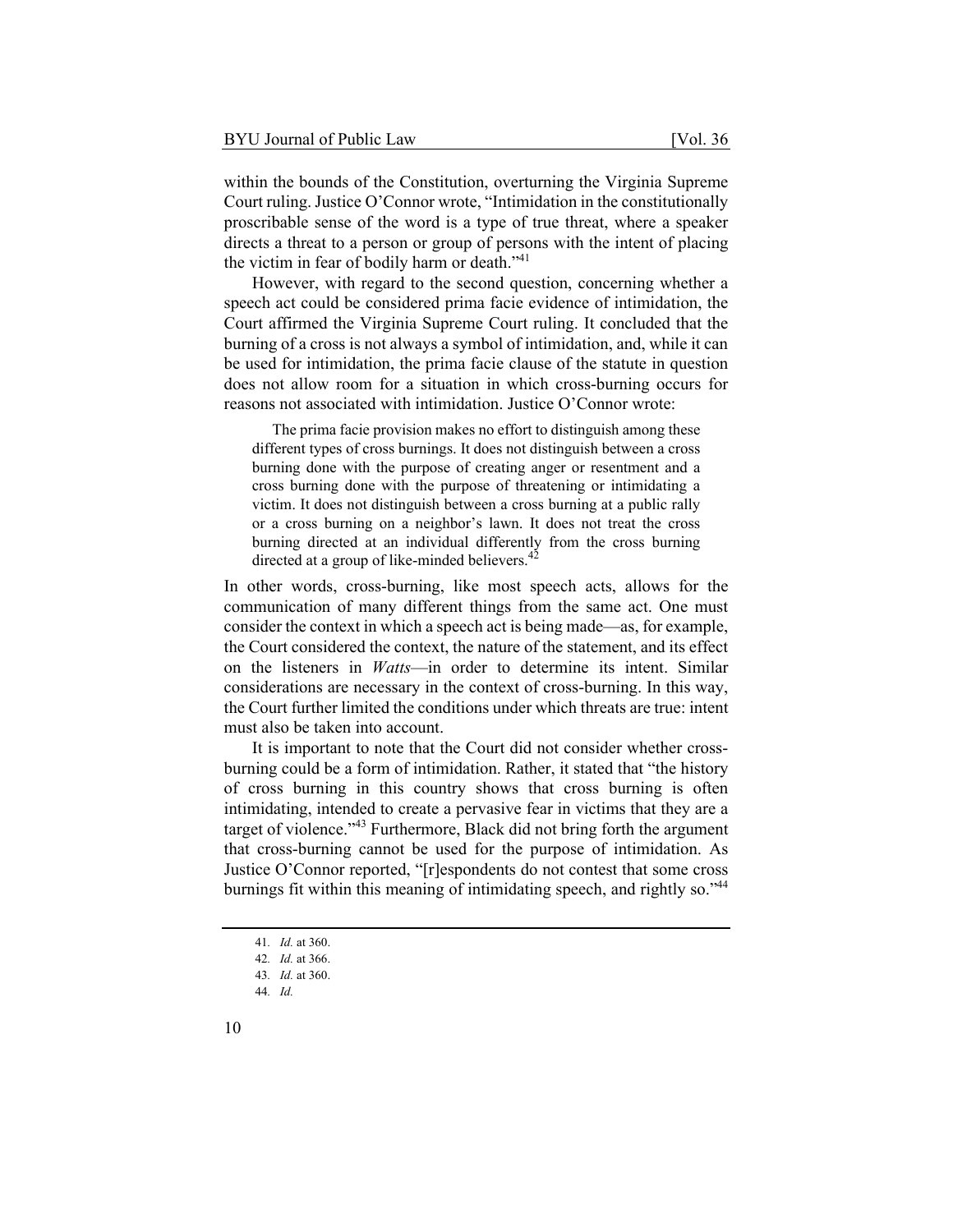within the bounds of the Constitution, overturning the Virginia Supreme Court ruling. Justice O'Connor wrote, "Intimidation in the constitutionally proscribable sense of the word is a type of true threat, where a speaker directs a threat to a person or group of persons with the intent of placing the victim in fear of bodily harm or death."[41]

However, with regard to the second question, concerning whether a speech act could be considered prima facie evidence of intimidation, the Court affirmed the Virginia Supreme Court ruling. It concluded that the burning of a cross is not always a symbol of intimidation, and, while it can be used for intimidation, the prima facie clause of the statute in question does not allow room for a situation in which cross-burning occurs for reasons not associated with intimidation. Justice O'Connor wrote:

> The prima facie provision makes no effort to distinguish among these different types of cross burnings. It does not distinguish between a cross burning done with the purpose of creating anger or resentment and a cross burning done with the purpose of threatening or intimidating a victim. It does not distinguish between a cross burning at a public rally or a cross burning on a neighbor's lawn. It does not treat the cross burning directed at an individual differently from the cross burning directed at a group of like-minded believers.[42]

In other words, cross-burning, like most speech acts, allows for the communication of many different things from the same act. One must consider the context in which a speech act is being made—as, for example, the Court considered the context, the nature of the statement, and its effect on the listeners in *Watts*—in order to determine its intent. Similar considerations are necessary in the context of cross-burning. In this way, the Court further limited the conditions under which threats are true: intent must also be taken into account.

It is important to note that the Court did not consider whether cross-burning could be a form of intimidation. Rather, it stated that "the history of cross burning in this country shows that cross burning is often intimidating, intended to create a pervasive fear in victims that they are a target of violence."[43] Furthermore, Black did not bring forth the argument that cross-burning cannot be used for the purpose of intimidation. As Justice O'Connor reported, "[r]espondents do not contest that some cross burnings fit within this meaning of intimidating speech, and rightly so."[44]

---

41. *Id.* at 360.
42. *Id.* at 366.
43. *Id.* at 360.
44. *Id.*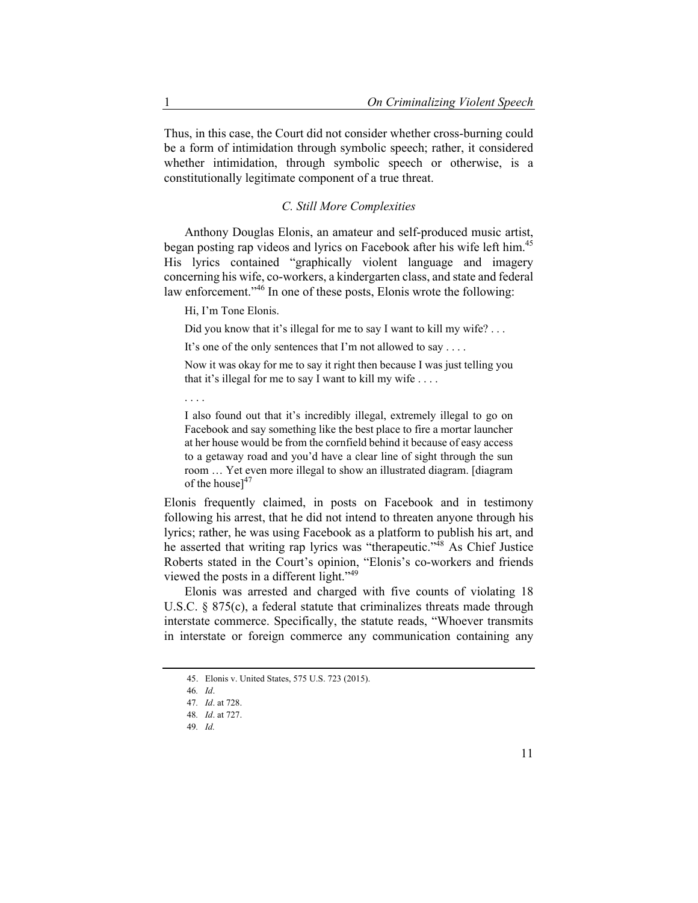Thus, in this case, the Court did not consider whether cross-burning could be a form of intimidation through symbolic speech; rather, it considered whether intimidation, through symbolic speech or otherwise, is a constitutionally legitimate component of a true threat.

### *C. Still More Complexities*

Anthony Douglas Elonis, an amateur and self-produced music artist, began posting rap videos and lyrics on Facebook after his wife left him.[45] His lyrics contained "graphically violent language and imagery concerning his wife, co-workers, a kindergarten class, and state and federal law enforcement."[46] In one of these posts, Elonis wrote the following:

> Hi, I'm Tone Elonis.
>
> Did you know that it's illegal for me to say I want to kill my wife? . . .
>
> It's one of the only sentences that I'm not allowed to say . . . .
>
> Now it was okay for me to say it right then because I was just telling you that it's illegal for me to say I want to kill my wife . . . .
>
> . . . .
>
> I also found out that it's incredibly illegal, extremely illegal to go on Facebook and say something like the best place to fire a mortar launcher at her house would be from the cornfield behind it because of easy access to a getaway road and you'd have a clear line of sight through the sun room … Yet even more illegal to show an illustrated diagram. [diagram of the house][47]

Elonis frequently claimed, in posts on Facebook and in testimony following his arrest, that he did not intend to threaten anyone through his lyrics; rather, he was using Facebook as a platform to publish his art, and he asserted that writing rap lyrics was "therapeutic."[48] As Chief Justice Roberts stated in the Court's opinion, "Elonis's co-workers and friends viewed the posts in a different light."[49]

Elonis was arrested and charged with five counts of violating 18 U.S.C. § 875(c), a federal statute that criminalizes threats made through interstate commerce. Specifically, the statute reads, "Whoever transmits in interstate or foreign commerce any communication containing any

---

45. Elonis v. United States, 575 U.S. 723 (2015).

46. *Id*.

47. *Id*. at 728.

48. *Id*. at 727.

49. *Id.*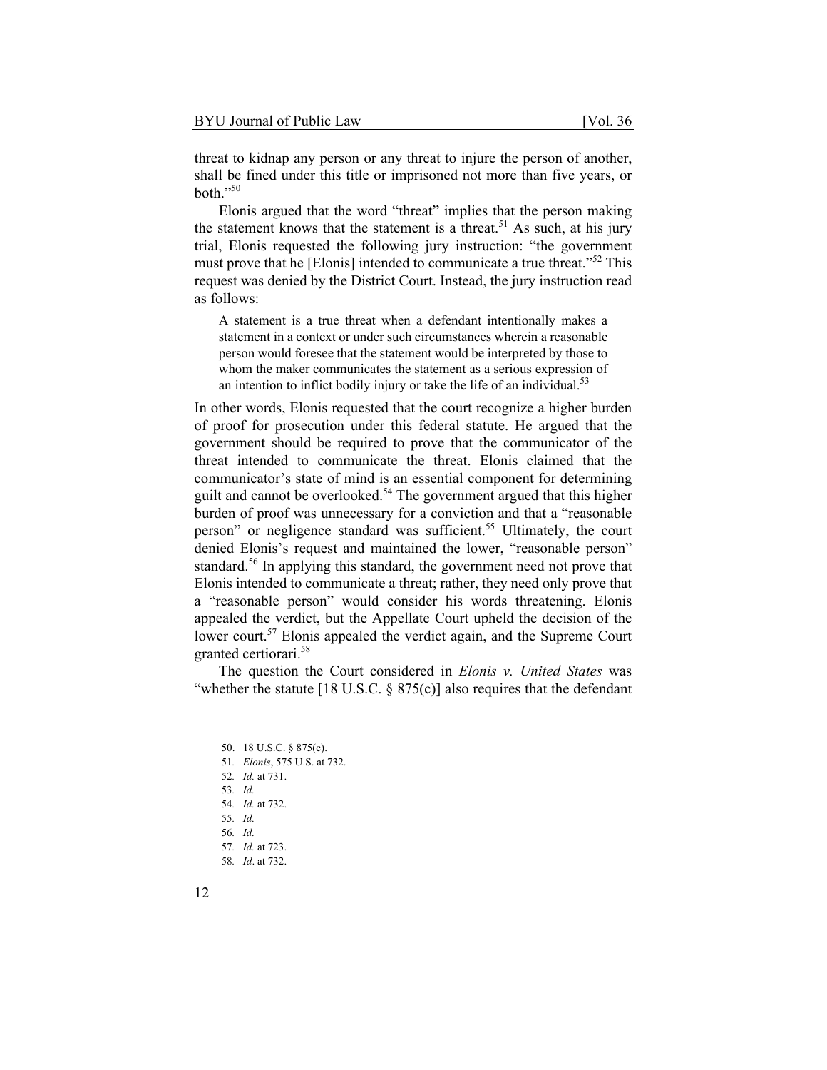threat to kidnap any person or any threat to injure the person of another, shall be fined under this title or imprisoned not more than five years, or both."[50]

Elonis argued that the word "threat" implies that the person making the statement knows that the statement is a threat.[51] As such, at his jury trial, Elonis requested the following jury instruction: "the government must prove that he [Elonis] intended to communicate a true threat."[52] This request was denied by the District Court. Instead, the jury instruction read as follows:

> A statement is a true threat when a defendant intentionally makes a statement in a context or under such circumstances wherein a reasonable person would foresee that the statement would be interpreted by those to whom the maker communicates the statement as a serious expression of an intention to inflict bodily injury or take the life of an individual.[53]

In other words, Elonis requested that the court recognize a higher burden of proof for prosecution under this federal statute. He argued that the government should be required to prove that the communicator of the threat intended to communicate the threat. Elonis claimed that the communicator's state of mind is an essential component for determining guilt and cannot be overlooked.[54] The government argued that this higher burden of proof was unnecessary for a conviction and that a "reasonable person" or negligence standard was sufficient.[55] Ultimately, the court denied Elonis's request and maintained the lower, "reasonable person" standard.[56] In applying this standard, the government need not prove that Elonis intended to communicate a threat; rather, they need only prove that a "reasonable person" would consider his words threatening. Elonis appealed the verdict, but the Appellate Court upheld the decision of the lower court.[57] Elonis appealed the verdict again, and the Supreme Court granted certiorari.[58]

The question the Court considered in *Elonis v. United States* was "whether the statute [18 U.S.C. § 875(c)] also requires that the defendant

---

50. 18 U.S.C. § 875(c).
51. *Elonis*, 575 U.S. at 732.
52. *Id.* at 731.
53. *Id.*
54. *Id.* at 732.
55. *Id.*
56. *Id.*
57. *Id.* at 723.
58. *Id*. at 732.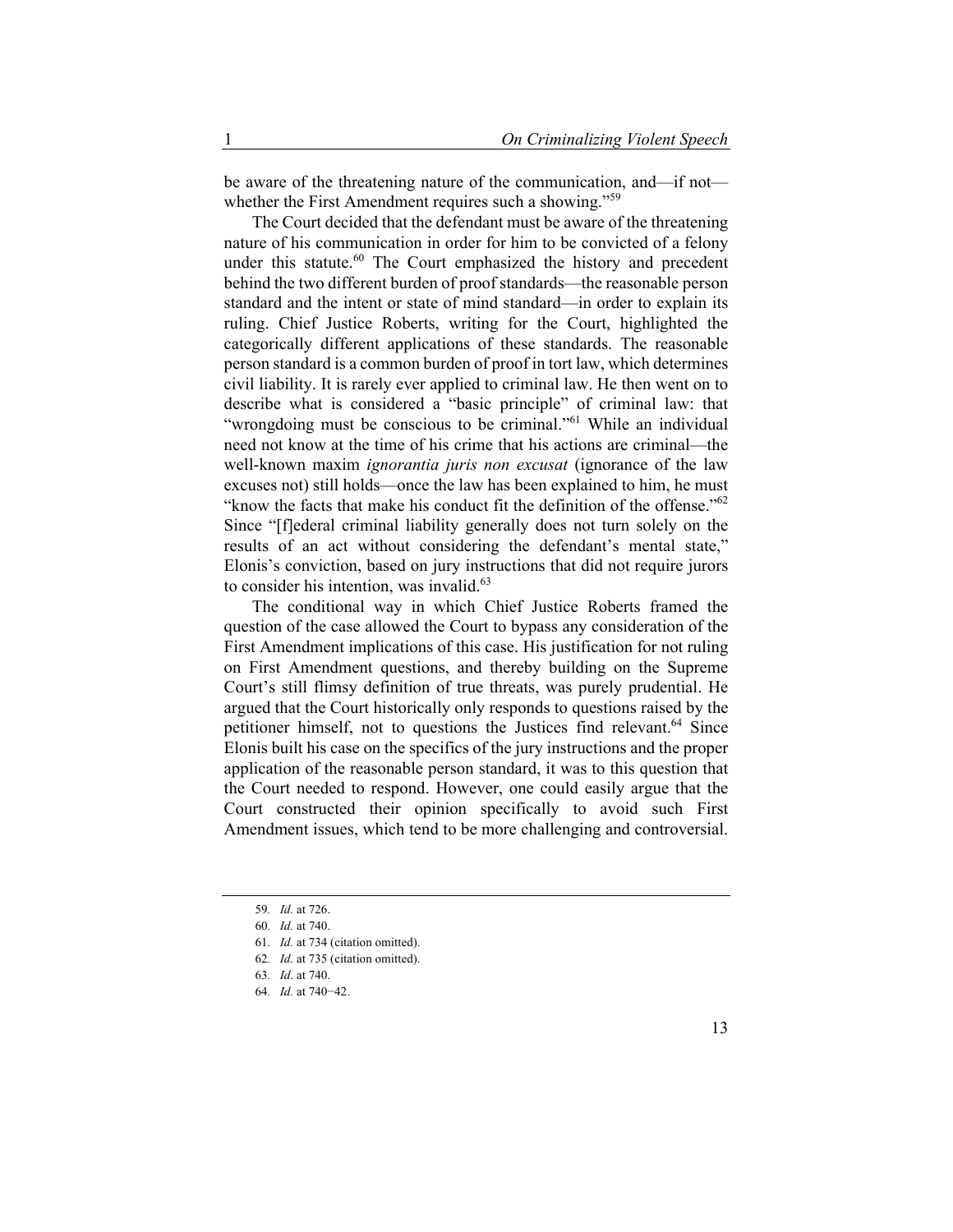be aware of the threatening nature of the communication, and—if not—whether the First Amendment requires such a showing."[59]

The Court decided that the defendant must be aware of the threatening nature of his communication in order for him to be convicted of a felony under this statute.[60] The Court emphasized the history and precedent behind the two different burden of proof standards—the reasonable person standard and the intent or state of mind standard—in order to explain its ruling. Chief Justice Roberts, writing for the Court, highlighted the categorically different applications of these standards. The reasonable person standard is a common burden of proof in tort law, which determines civil liability. It is rarely ever applied to criminal law. He then went on to describe what is considered a "basic principle" of criminal law: that "wrongdoing must be conscious to be criminal."[61] While an individual need not know at the time of his crime that his actions are criminal—the well-known maxim *ignorantia juris non excusat* (ignorance of the law excuses not) still holds—once the law has been explained to him, he must "know the facts that make his conduct fit the definition of the offense."[62] Since "[f]ederal criminal liability generally does not turn solely on the results of an act without considering the defendant's mental state," Elonis's conviction, based on jury instructions that did not require jurors to consider his intention, was invalid.[63]

The conditional way in which Chief Justice Roberts framed the question of the case allowed the Court to bypass any consideration of the First Amendment implications of this case. His justification for not ruling on First Amendment questions, and thereby building on the Supreme Court's still flimsy definition of true threats, was purely prudential. He argued that the Court historically only responds to questions raised by the petitioner himself, not to questions the Justices find relevant.[64] Since Elonis built his case on the specifics of the jury instructions and the proper application of the reasonable person standard, it was to this question that the Court needed to respond. However, one could easily argue that the Court constructed their opinion specifically to avoid such First Amendment issues, which tend to be more challenging and controversial.

59. *Id.* at 726.
60. *Id.* at 740.
61. *Id.* at 734 (citation omitted).
62. *Id.* at 735 (citation omitted).
63. *Id*. at 740.
64. *Id.* at 740−42.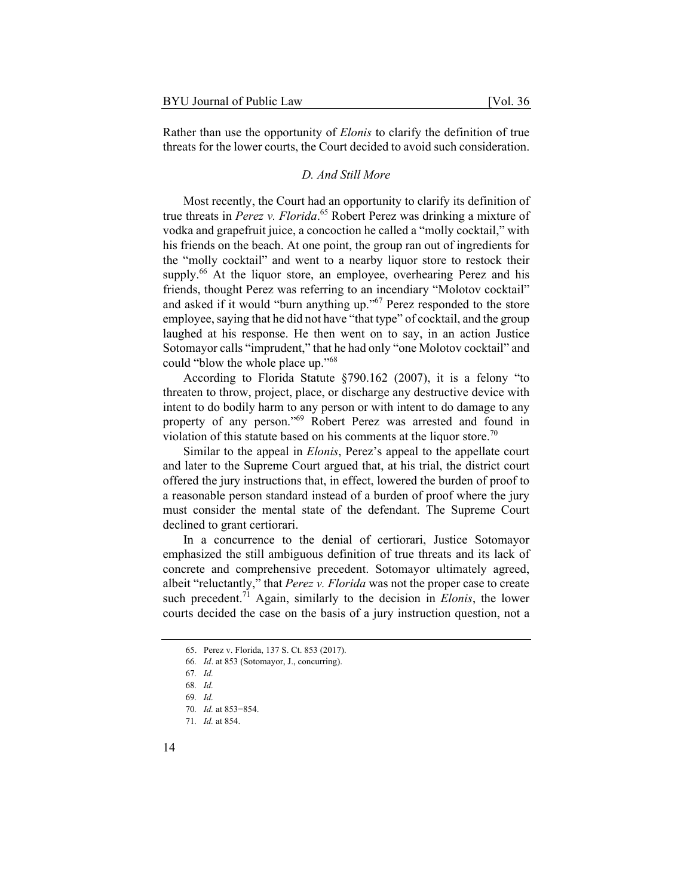Rather than use the opportunity of *Elonis* to clarify the definition of true threats for the lower courts, the Court decided to avoid such consideration.

### *D. And Still More*

Most recently, the Court had an opportunity to clarify its definition of true threats in *Perez v. Florida*.[65] Robert Perez was drinking a mixture of vodka and grapefruit juice, a concoction he called a "molly cocktail," with his friends on the beach. At one point, the group ran out of ingredients for the "molly cocktail" and went to a nearby liquor store to restock their supply.[66] At the liquor store, an employee, overhearing Perez and his friends, thought Perez was referring to an incendiary "Molotov cocktail" and asked if it would "burn anything up."[67] Perez responded to the store employee, saying that he did not have "that type" of cocktail, and the group laughed at his response. He then went on to say, in an action Justice Sotomayor calls "imprudent," that he had only "one Molotov cocktail" and could "blow the whole place up."[68]

According to Florida Statute §790.162 (2007), it is a felony "to threaten to throw, project, place, or discharge any destructive device with intent to do bodily harm to any person or with intent to do damage to any property of any person."[69] Robert Perez was arrested and found in violation of this statute based on his comments at the liquor store.[70]

Similar to the appeal in *Elonis*, Perez's appeal to the appellate court and later to the Supreme Court argued that, at his trial, the district court offered the jury instructions that, in effect, lowered the burden of proof to a reasonable person standard instead of a burden of proof where the jury must consider the mental state of the defendant. The Supreme Court declined to grant certiorari.

In a concurrence to the denial of certiorari, Justice Sotomayor emphasized the still ambiguous definition of true threats and its lack of concrete and comprehensive precedent. Sotomayor ultimately agreed, albeit "reluctantly," that *Perez v. Florida* was not the proper case to create such precedent.[71] Again, similarly to the decision in *Elonis*, the lower courts decided the case on the basis of a jury instruction question, not a

---

65. Perez v. Florida, 137 S. Ct. 853 (2017).

66. *Id*. at 853 (Sotomayor, J., concurring).

67. *Id.*

68. *Id.*

69. *Id.*

70. *Id.* at 853−854.

71. *Id.* at 854.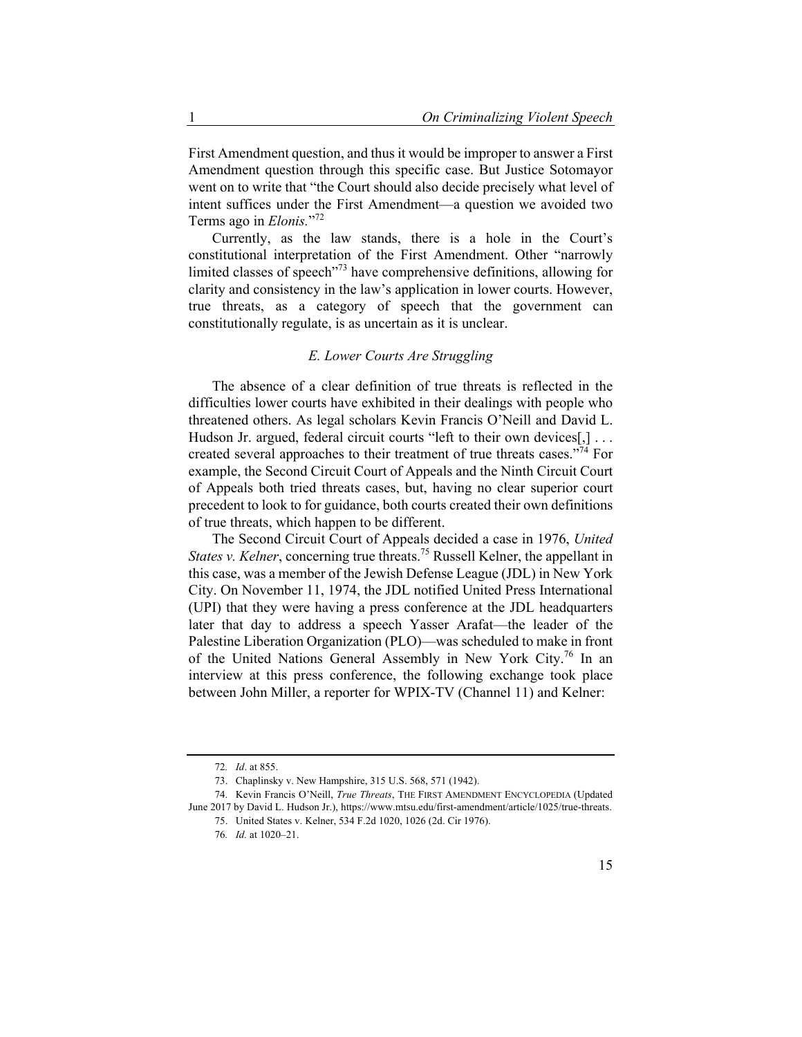First Amendment question, and thus it would be improper to answer a First Amendment question through this specific case. But Justice Sotomayor went on to write that "the Court should also decide precisely what level of intent suffices under the First Amendment—a question we avoided two Terms ago in *Elonis*."[72]

Currently, as the law stands, there is a hole in the Court's constitutional interpretation of the First Amendment. Other "narrowly limited classes of speech"[73] have comprehensive definitions, allowing for clarity and consistency in the law's application in lower courts. However, true threats, as a category of speech that the government can constitutionally regulate, is as uncertain as it is unclear.

### *E. Lower Courts Are Struggling*

The absence of a clear definition of true threats is reflected in the difficulties lower courts have exhibited in their dealings with people who threatened others. As legal scholars Kevin Francis O'Neill and David L. Hudson Jr. argued, federal circuit courts "left to their own devices[,] . . . created several approaches to their treatment of true threats cases."[74] For example, the Second Circuit Court of Appeals and the Ninth Circuit Court of Appeals both tried threats cases, but, having no clear superior court precedent to look to for guidance, both courts created their own definitions of true threats, which happen to be different.

The Second Circuit Court of Appeals decided a case in 1976, *United States v. Kelner*, concerning true threats.[75] Russell Kelner, the appellant in this case, was a member of the Jewish Defense League (JDL) in New York City. On November 11, 1974, the JDL notified United Press International (UPI) that they were having a press conference at the JDL headquarters later that day to address a speech Yasser Arafat—the leader of the Palestine Liberation Organization (PLO)—was scheduled to make in front of the United Nations General Assembly in New York City.[76] In an interview at this press conference, the following exchange took place between John Miller, a reporter for WPIX-TV (Channel 11) and Kelner:

---

72. *Id*. at 855.

73. Chaplinsky v. New Hampshire, 315 U.S. 568, 571 (1942).

74. Kevin Francis O'Neill, *True Threats*, THE FIRST AMENDMENT ENCYCLOPEDIA (Updated June 2017 by David L. Hudson Jr.), https://www.mtsu.edu/first-amendment/article/1025/true-threats.

75. United States v. Kelner, 534 F.2d 1020, 1026 (2d. Cir 1976).

76. *Id.* at 1020–21.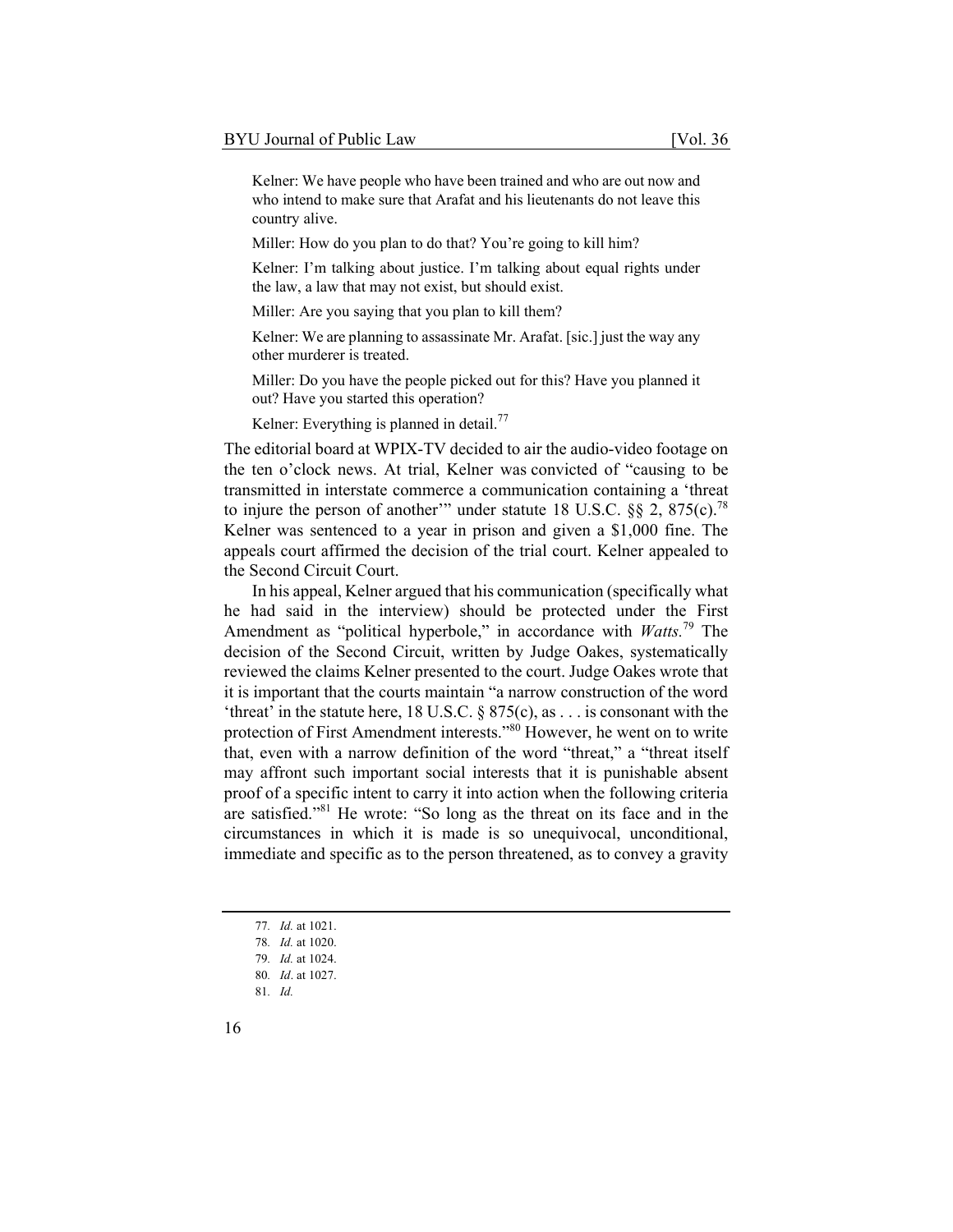> Kelner: We have people who have been trained and who are out now and who intend to make sure that Arafat and his lieutenants do not leave this country alive.
>
> Miller: How do you plan to do that? You're going to kill him?
>
> Kelner: I'm talking about justice. I'm talking about equal rights under the law, a law that may not exist, but should exist.
>
> Miller: Are you saying that you plan to kill them?
>
> Kelner: We are planning to assassinate Mr. Arafat. [sic.] just the way any other murderer is treated.
>
> Miller: Do you have the people picked out for this? Have you planned it out? Have you started this operation?
>
> Kelner: Everything is planned in detail.[77]

The editorial board at WPIX-TV decided to air the audio-video footage on the ten o'clock news. At trial, Kelner was convicted of "causing to be transmitted in interstate commerce a communication containing a 'threat to injure the person of another'" under statute 18 U.S.C. §§ 2, 875(c).[78] Kelner was sentenced to a year in prison and given a $1,000 fine. The appeals court affirmed the decision of the trial court. Kelner appealed to the Second Circuit Court.

In his appeal, Kelner argued that his communication (specifically what he had said in the interview) should be protected under the First Amendment as "political hyperbole," in accordance with *Watts.*[79] The decision of the Second Circuit, written by Judge Oakes, systematically reviewed the claims Kelner presented to the court. Judge Oakes wrote that it is important that the courts maintain "a narrow construction of the word 'threat' in the statute here, 18 U.S.C. § 875(c), as . . . is consonant with the protection of First Amendment interests."[80] However, he went on to write that, even with a narrow definition of the word "threat," a "threat itself may affront such important social interests that it is punishable absent proof of a specific intent to carry it into action when the following criteria are satisfied."[81] He wrote: "So long as the threat on its face and in the circumstances in which it is made is so unequivocal, unconditional, immediate and specific as to the person threatened, as to convey a gravity

---

77. *Id.* at 1021.
78. *Id.* at 1020.
79. *Id.* at 1024.
80. *Id*. at 1027.
81. *Id.*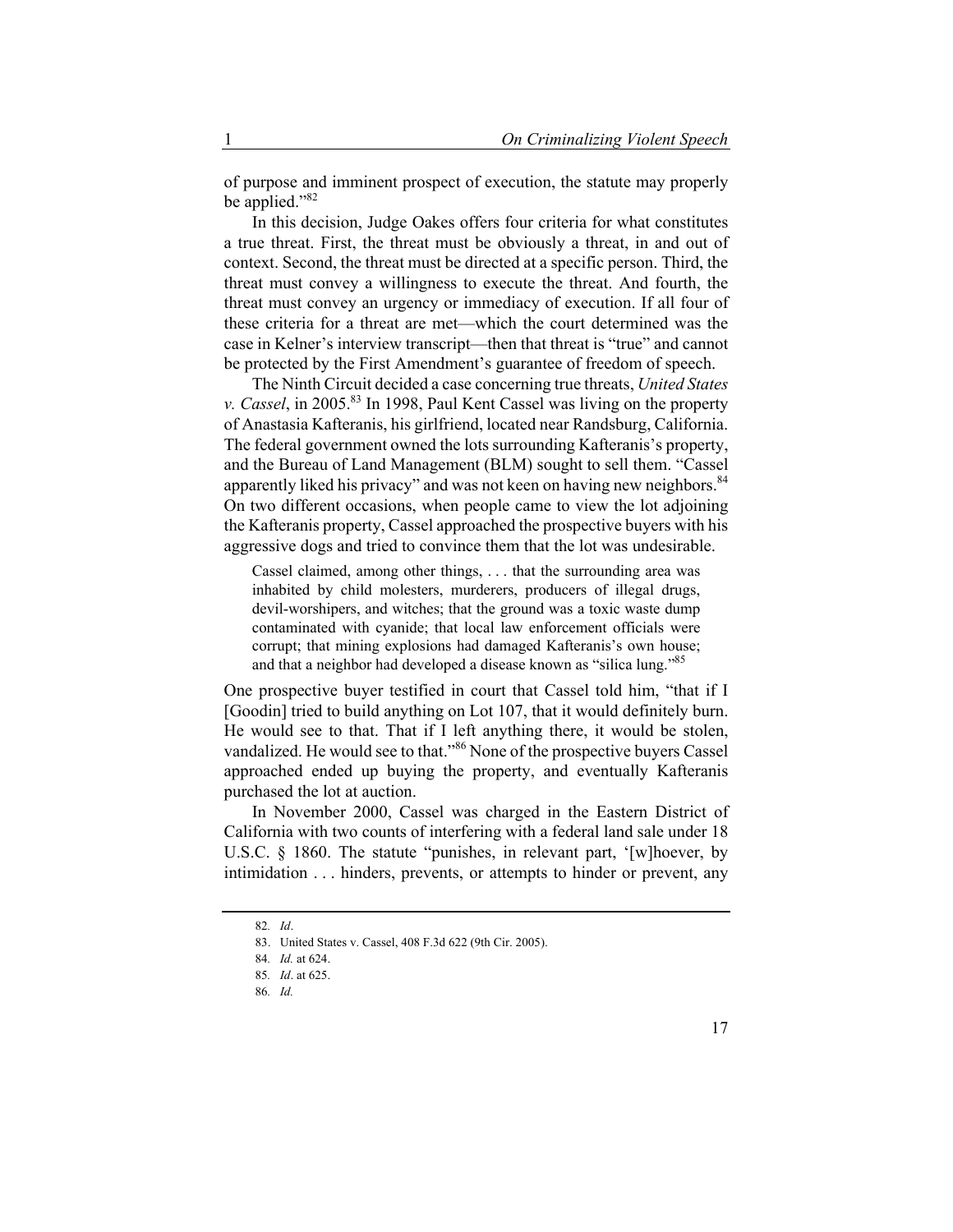of purpose and imminent prospect of execution, the statute may properly be applied."[82]

In this decision, Judge Oakes offers four criteria for what constitutes a true threat. First, the threat must be obviously a threat, in and out of context. Second, the threat must be directed at a specific person. Third, the threat must convey a willingness to execute the threat. And fourth, the threat must convey an urgency or immediacy of execution. If all four of these criteria for a threat are met—which the court determined was the case in Kelner's interview transcript—then that threat is "true" and cannot be protected by the First Amendment's guarantee of freedom of speech.

The Ninth Circuit decided a case concerning true threats, *United States v. Cassel*, in 2005.[83] In 1998, Paul Kent Cassel was living on the property of Anastasia Kafteranis, his girlfriend, located near Randsburg, California. The federal government owned the lots surrounding Kafteranis's property, and the Bureau of Land Management (BLM) sought to sell them. "Cassel apparently liked his privacy" and was not keen on having new neighbors.[84] On two different occasions, when people came to view the lot adjoining the Kafteranis property, Cassel approached the prospective buyers with his aggressive dogs and tried to convince them that the lot was undesirable.

> Cassel claimed, among other things, . . . that the surrounding area was inhabited by child molesters, murderers, producers of illegal drugs, devil-worshipers, and witches; that the ground was a toxic waste dump contaminated with cyanide; that local law enforcement officials were corrupt; that mining explosions had damaged Kafteranis's own house; and that a neighbor had developed a disease known as "silica lung."[85]

One prospective buyer testified in court that Cassel told him, "that if I [Goodin] tried to build anything on Lot 107, that it would definitely burn. He would see to that. That if I left anything there, it would be stolen, vandalized. He would see to that."[86] None of the prospective buyers Cassel approached ended up buying the property, and eventually Kafteranis purchased the lot at auction.

In November 2000, Cassel was charged in the Eastern District of California with two counts of interfering with a federal land sale under 18 U.S.C. § 1860. The statute "punishes, in relevant part, '[w]hoever, by intimidation . . . hinders, prevents, or attempts to hinder or prevent, any

---

82. *Id*.
83. United States v. Cassel, 408 F.3d 622 (9th Cir. 2005).
84. *Id.* at 624.
85. *Id*. at 625.
86. *Id.*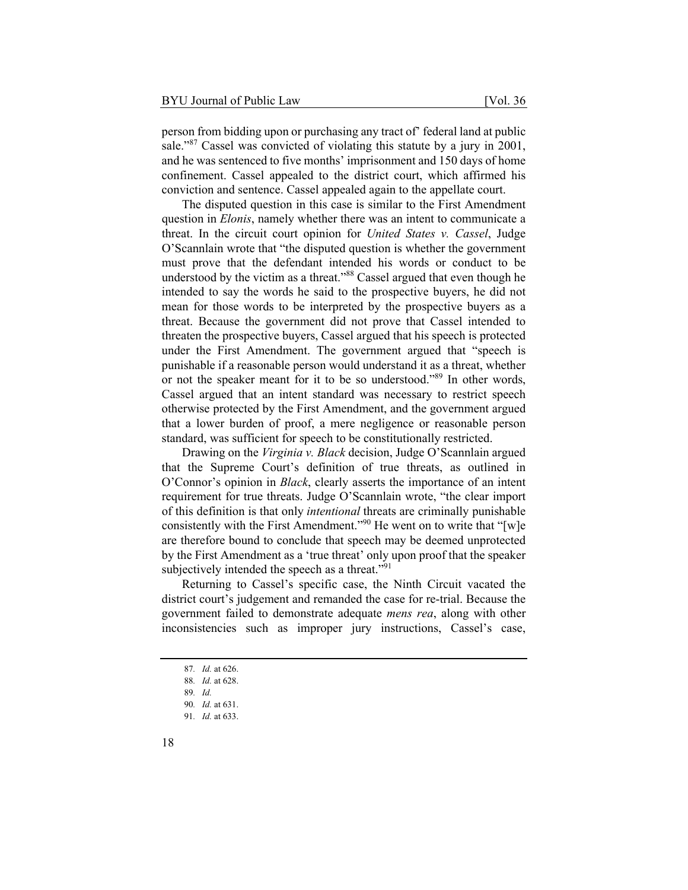person from bidding upon or purchasing any tract of' federal land at public sale."[87] Cassel was convicted of violating this statute by a jury in 2001, and he was sentenced to five months' imprisonment and 150 days of home confinement. Cassel appealed to the district court, which affirmed his conviction and sentence. Cassel appealed again to the appellate court.

The disputed question in this case is similar to the First Amendment question in *Elonis*, namely whether there was an intent to communicate a threat. In the circuit court opinion for *United States v. Cassel*, Judge O'Scannlain wrote that "the disputed question is whether the government must prove that the defendant intended his words or conduct to be understood by the victim as a threat."[88] Cassel argued that even though he intended to say the words he said to the prospective buyers, he did not mean for those words to be interpreted by the prospective buyers as a threat. Because the government did not prove that Cassel intended to threaten the prospective buyers, Cassel argued that his speech is protected under the First Amendment. The government argued that "speech is punishable if a reasonable person would understand it as a threat, whether or not the speaker meant for it to be so understood."[89] In other words, Cassel argued that an intent standard was necessary to restrict speech otherwise protected by the First Amendment, and the government argued that a lower burden of proof, a mere negligence or reasonable person standard, was sufficient for speech to be constitutionally restricted.

Drawing on the *Virginia v. Black* decision, Judge O'Scannlain argued that the Supreme Court's definition of true threats, as outlined in O'Connor's opinion in *Black*, clearly asserts the importance of an intent requirement for true threats. Judge O'Scannlain wrote, "the clear import of this definition is that only *intentional* threats are criminally punishable consistently with the First Amendment."[90] He went on to write that "[w]e are therefore bound to conclude that speech may be deemed unprotected by the First Amendment as a 'true threat' only upon proof that the speaker subjectively intended the speech as a threat."[91]

Returning to Cassel's specific case, the Ninth Circuit vacated the district court's judgement and remanded the case for re-trial. Because the government failed to demonstrate adequate *mens rea*, along with other inconsistencies such as improper jury instructions, Cassel's case,

---

87. *Id.* at 626.

88. *Id.* at 628.

89. *Id.*

90. *Id.* at 631.

91. *Id.* at 633.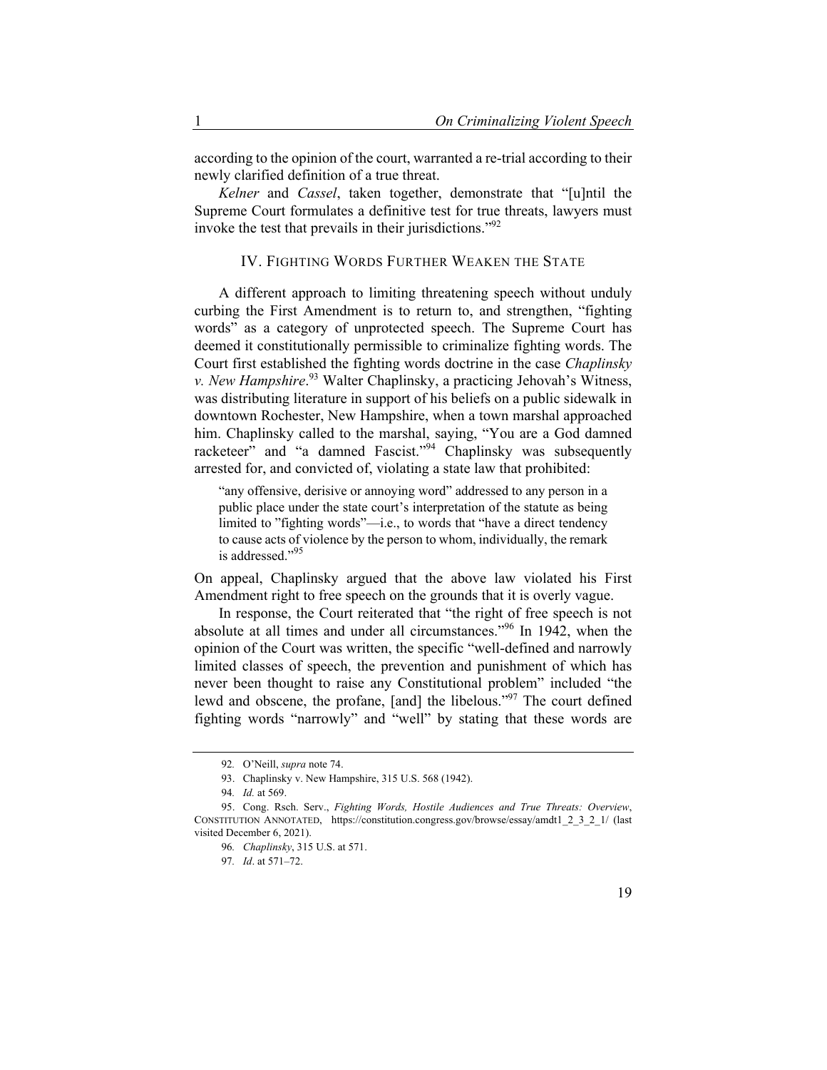according to the opinion of the court, warranted a re-trial according to their newly clarified definition of a true threat.

*Kelner* and *Cassel*, taken together, demonstrate that "[u]ntil the Supreme Court formulates a definitive test for true threats, lawyers must invoke the test that prevails in their jurisdictions."[92]

## IV. Fighting Words Further Weaken the State

A different approach to limiting threatening speech without unduly curbing the First Amendment is to return to, and strengthen, "fighting words" as a category of unprotected speech. The Supreme Court has deemed it constitutionally permissible to criminalize fighting words. The Court first established the fighting words doctrine in the case *Chaplinsky v. New Hampshire*.[93] Walter Chaplinsky, a practicing Jehovah's Witness, was distributing literature in support of his beliefs on a public sidewalk in downtown Rochester, New Hampshire, when a town marshal approached him. Chaplinsky called to the marshal, saying, "You are a God damned racketeer" and "a damned Fascist."[94] Chaplinsky was subsequently arrested for, and convicted of, violating a state law that prohibited:

> "any offensive, derisive or annoying word" addressed to any person in a public place under the state court's interpretation of the statute as being limited to "fighting words"—i.e., to words that "have a direct tendency to cause acts of violence by the person to whom, individually, the remark is addressed."[95]

On appeal, Chaplinsky argued that the above law violated his First Amendment right to free speech on the grounds that it is overly vague.

In response, the Court reiterated that "the right of free speech is not absolute at all times and under all circumstances."[96] In 1942, when the opinion of the Court was written, the specific "well-defined and narrowly limited classes of speech, the prevention and punishment of which has never been thought to raise any Constitutional problem" included "the lewd and obscene, the profane, [and] the libelous."[97] The court defined fighting words "narrowly" and "well" by stating that these words are

---

92. O'Neill, *supra* note 74.

93. Chaplinsky v. New Hampshire, 315 U.S. 568 (1942).

94. *Id.* at 569.

95. Cong. Rsch. Serv., *Fighting Words, Hostile Audiences and True Threats: Overview*, CONSTITUTION ANNOTATED, https://constitution.congress.gov/browse/essay/amdt1_2_3_2_1/ (last visited December 6, 2021).

96. *Chaplinsky*, 315 U.S. at 571.

97. *Id*. at 571–72.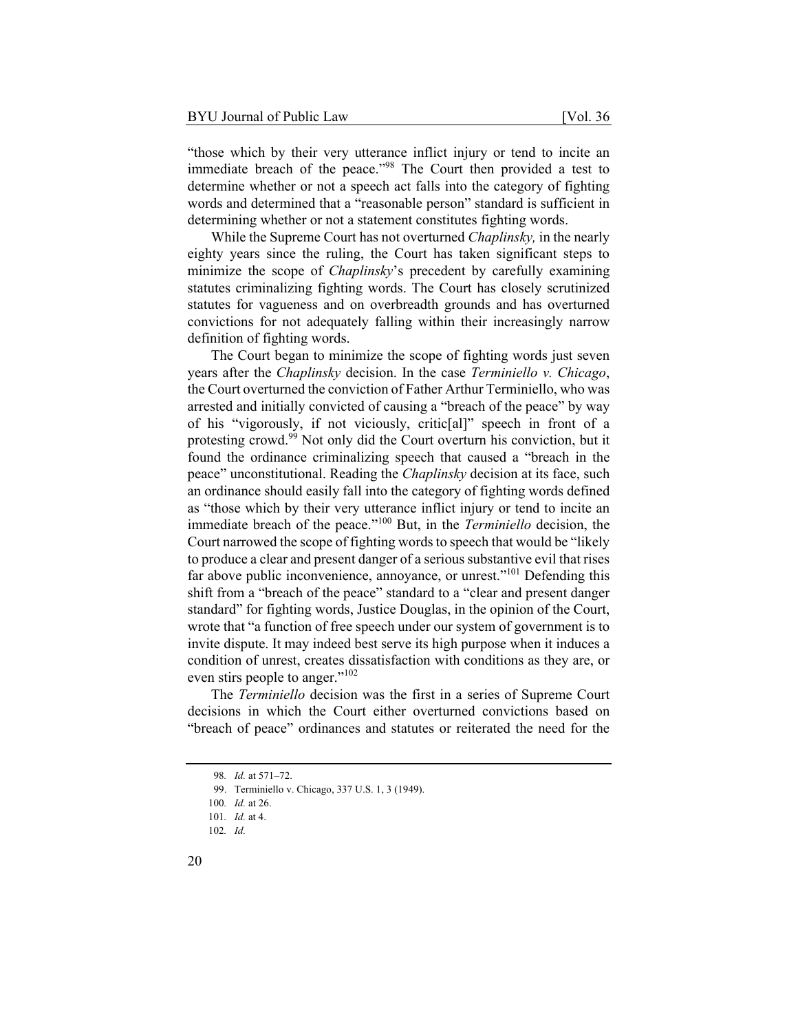"those which by their very utterance inflict injury or tend to incite an immediate breach of the peace."[98] The Court then provided a test to determine whether or not a speech act falls into the category of fighting words and determined that a "reasonable person" standard is sufficient in determining whether or not a statement constitutes fighting words.

While the Supreme Court has not overturned *Chaplinsky,* in the nearly eighty years since the ruling, the Court has taken significant steps to minimize the scope of *Chaplinsky*'s precedent by carefully examining statutes criminalizing fighting words. The Court has closely scrutinized statutes for vagueness and on overbreadth grounds and has overturned convictions for not adequately falling within their increasingly narrow definition of fighting words.

The Court began to minimize the scope of fighting words just seven years after the *Chaplinsky* decision. In the case *Terminiello v. Chicago*, the Court overturned the conviction of Father Arthur Terminiello, who was arrested and initially convicted of causing a "breach of the peace" by way of his "vigorously, if not viciously, critic[al]" speech in front of a protesting crowd.[99] Not only did the Court overturn his conviction, but it found the ordinance criminalizing speech that caused a "breach in the peace" unconstitutional. Reading the *Chaplinsky* decision at its face, such an ordinance should easily fall into the category of fighting words defined as "those which by their very utterance inflict injury or tend to incite an immediate breach of the peace."[100] But, in the *Terminiello* decision, the Court narrowed the scope of fighting words to speech that would be "likely to produce a clear and present danger of a serious substantive evil that rises far above public inconvenience, annoyance, or unrest."[101] Defending this shift from a "breach of the peace" standard to a "clear and present danger standard" for fighting words, Justice Douglas, in the opinion of the Court, wrote that "a function of free speech under our system of government is to invite dispute. It may indeed best serve its high purpose when it induces a condition of unrest, creates dissatisfaction with conditions as they are, or even stirs people to anger."[102]

The *Terminiello* decision was the first in a series of Supreme Court decisions in which the Court either overturned convictions based on "breach of peace" ordinances and statutes or reiterated the need for the

---

98. *Id.* at 571–72.

99. Terminiello v. Chicago, 337 U.S. 1, 3 (1949).

100. *Id.* at 26.

101. *Id.* at 4.

102. *Id.*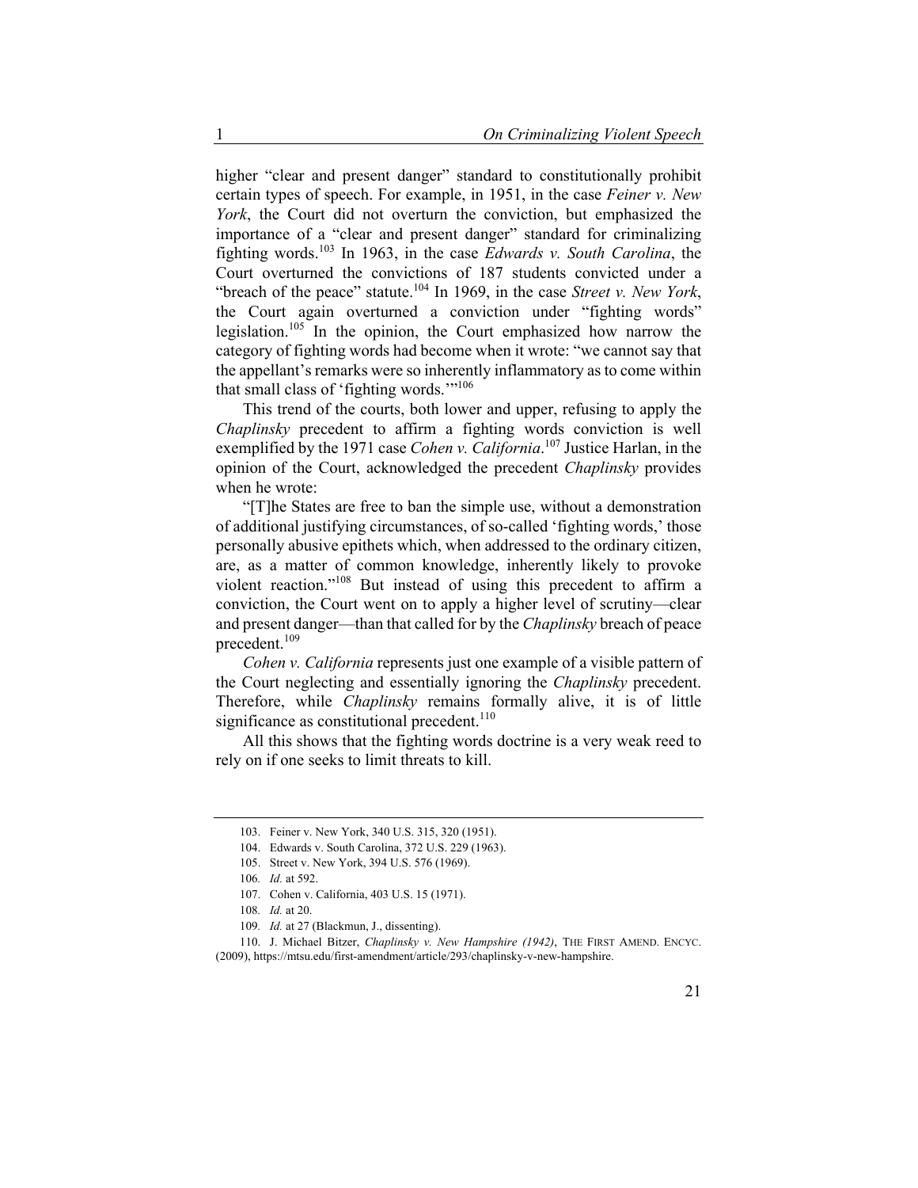higher "clear and present danger" standard to constitutionally prohibit certain types of speech. For example, in 1951, in the case *Feiner v. New York*, the Court did not overturn the conviction, but emphasized the importance of a "clear and present danger" standard for criminalizing fighting words.[103] In 1963, in the case *Edwards v. South Carolina*, the Court overturned the convictions of 187 students convicted under a "breach of the peace" statute.[104] In 1969, in the case *Street v. New York*, the Court again overturned a conviction under "fighting words" legislation.[105] In the opinion, the Court emphasized how narrow the category of fighting words had become when it wrote: "we cannot say that the appellant's remarks were so inherently inflammatory as to come within that small class of 'fighting words.'"[106]

This trend of the courts, both lower and upper, refusing to apply the *Chaplinsky* precedent to affirm a fighting words conviction is well exemplified by the 1971 case *Cohen v. California*.[107] Justice Harlan, in the opinion of the Court, acknowledged the precedent *Chaplinsky* provides when he wrote:

"[T]he States are free to ban the simple use, without a demonstration of additional justifying circumstances, of so-called 'fighting words,' those personally abusive epithets which, when addressed to the ordinary citizen, are, as a matter of common knowledge, inherently likely to provoke violent reaction."[108] But instead of using this precedent to affirm a conviction, the Court went on to apply a higher level of scrutiny—clear and present danger—than that called for by the *Chaplinsky* breach of peace precedent.[109]

*Cohen v. California* represents just one example of a visible pattern of the Court neglecting and essentially ignoring the *Chaplinsky* precedent. Therefore, while *Chaplinsky* remains formally alive, it is of little significance as constitutional precedent.[110]

All this shows that the fighting words doctrine is a very weak reed to rely on if one seeks to limit threats to kill.

---

103. Feiner v. New York, 340 U.S. 315, 320 (1951).

104. Edwards v. South Carolina, 372 U.S. 229 (1963).

105. Street v. New York, 394 U.S. 576 (1969).

106. *Id.* at 592.

107. Cohen v. California, 403 U.S. 15 (1971).

108. *Id.* at 20.

109. *Id.* at 27 (Blackmun, J., dissenting).

110. J. Michael Bitzer, *Chaplinsky v. New Hampshire (1942)*, THE FIRST AMEND. ENCYC. (2009), https://mtsu.edu/first-amendment/article/293/chaplinsky-v-new-hampshire.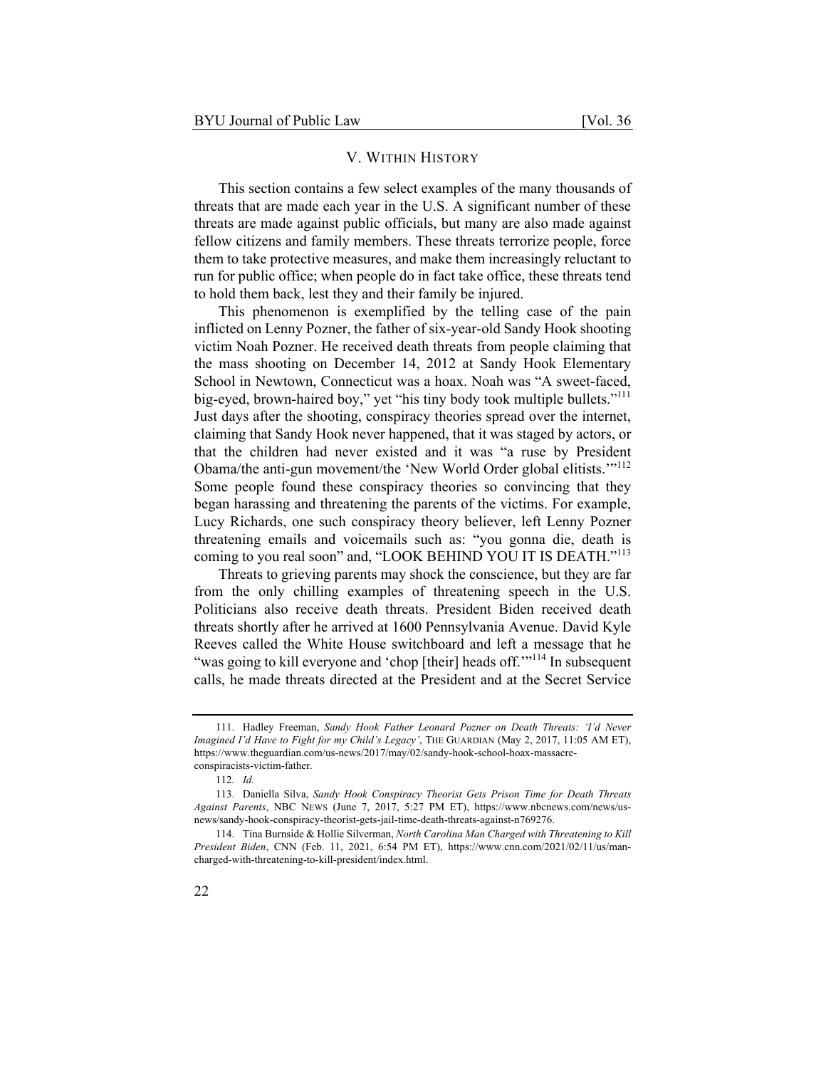## V. WITHIN HISTORY

This section contains a few select examples of the many thousands of threats that are made each year in the U.S. A significant number of these threats are made against public officials, but many are also made against fellow citizens and family members. These threats terrorize people, force them to take protective measures, and make them increasingly reluctant to run for public office; when people do in fact take office, these threats tend to hold them back, lest they and their family be injured.

This phenomenon is exemplified by the telling case of the pain inflicted on Lenny Pozner, the father of six-year-old Sandy Hook shooting victim Noah Pozner. He received death threats from people claiming that the mass shooting on December 14, 2012 at Sandy Hook Elementary School in Newtown, Connecticut was a hoax. Noah was "A sweet-faced, big-eyed, brown-haired boy," yet "his tiny body took multiple bullets."[111] Just days after the shooting, conspiracy theories spread over the internet, claiming that Sandy Hook never happened, that it was staged by actors, or that the children had never existed and it was "a ruse by President Obama/the anti-gun movement/the 'New World Order global elitists.'"[112] Some people found these conspiracy theories so convincing that they began harassing and threatening the parents of the victims. For example, Lucy Richards, one such conspiracy theory believer, left Lenny Pozner threatening emails and voicemails such as: "you gonna die, death is coming to you real soon" and, "LOOK BEHIND YOU IT IS DEATH."[113]

Threats to grieving parents may shock the conscience, but they are far from the only chilling examples of threatening speech in the U.S. Politicians also receive death threats. President Biden received death threats shortly after he arrived at 1600 Pennsylvania Avenue. David Kyle Reeves called the White House switchboard and left a message that he "was going to kill everyone and 'chop [their] heads off.'"[114] In subsequent calls, he made threats directed at the President and at the Secret Service

---

111. Hadley Freeman, *Sandy Hook Father Leonard Pozner on Death Threats: 'I'd Never Imagined I'd Have to Fight for my Child's Legacy'*, THE GUARDIAN (May 2, 2017, 11:05 AM ET), https://www.theguardian.com/us-news/2017/may/02/sandy-hook-school-hoax-massacre-conspiracists-victim-father.

112. *Id.*

113. Daniella Silva, *Sandy Hook Conspiracy Theorist Gets Prison Time for Death Threats Against Parents*, NBC NEWS (June 7, 2017, 5:27 PM ET), https://www.nbcnews.com/news/us-news/sandy-hook-conspiracy-theorist-gets-jail-time-death-threats-against-n769276.

114. Tina Burnside & Hollie Silverman, *North Carolina Man Charged with Threatening to Kill President Biden*, CNN (Feb. 11, 2021, 6:54 PM ET), https://www.cnn.com/2021/02/11/us/man-charged-with-threatening-to-kill-president/index.html.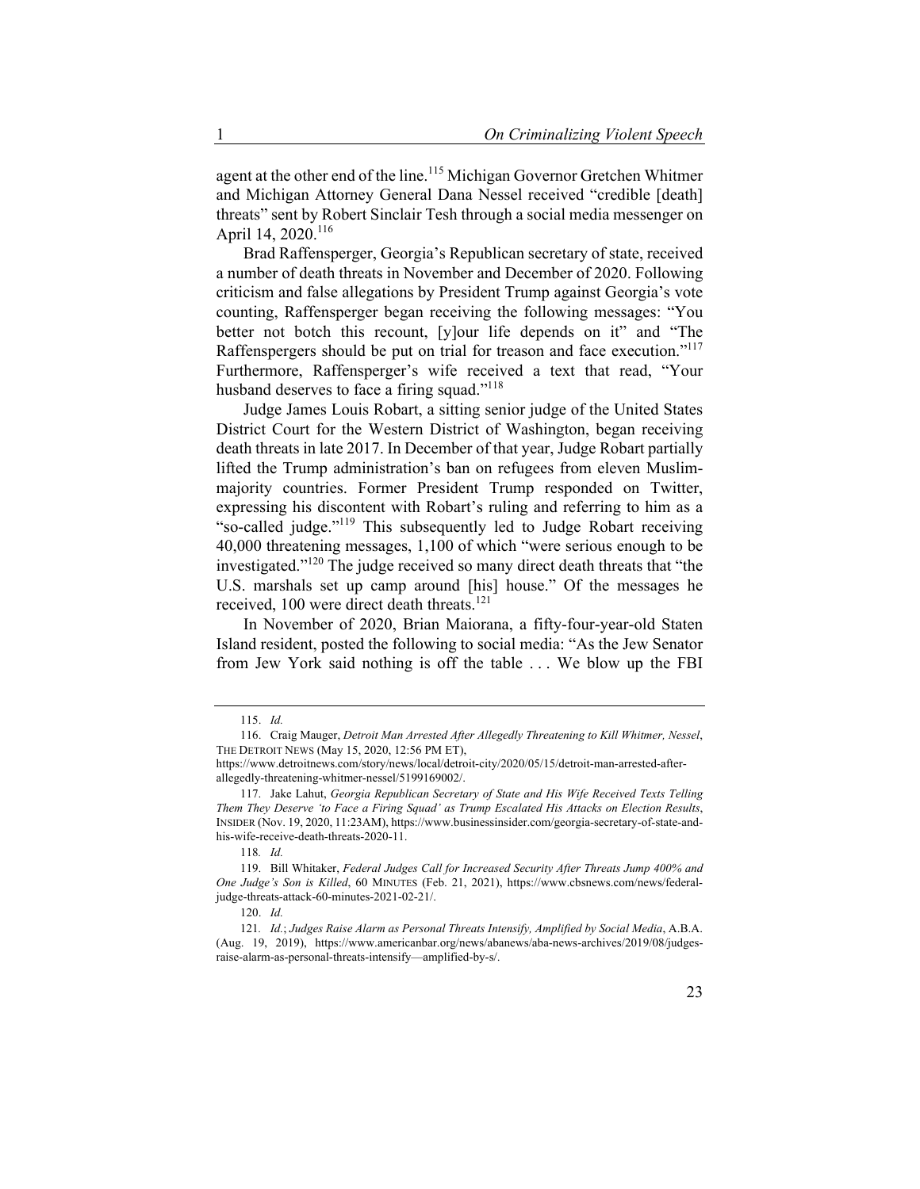agent at the other end of the line.[115] Michigan Governor Gretchen Whitmer and Michigan Attorney General Dana Nessel received "credible [death] threats" sent by Robert Sinclair Tesh through a social media messenger on April 14, 2020.[116]

Brad Raffensperger, Georgia's Republican secretary of state, received a number of death threats in November and December of 2020. Following criticism and false allegations by President Trump against Georgia's vote counting, Raffensperger began receiving the following messages: "You better not botch this recount, [y]our life depends on it" and "The Raffenspergers should be put on trial for treason and face execution."[117] Furthermore, Raffensperger's wife received a text that read, "Your husband deserves to face a firing squad."[118]

Judge James Louis Robart, a sitting senior judge of the United States District Court for the Western District of Washington, began receiving death threats in late 2017. In December of that year, Judge Robart partially lifted the Trump administration's ban on refugees from eleven Muslim-majority countries. Former President Trump responded on Twitter, expressing his discontent with Robart's ruling and referring to him as a "so-called judge."[119] This subsequently led to Judge Robart receiving 40,000 threatening messages, 1,100 of which "were serious enough to be investigated."[120] The judge received so many direct death threats that "the U.S. marshals set up camp around [his] house." Of the messages he received, 100 were direct death threats.[121]

In November of 2020, Brian Maiorana, a fifty-four-year-old Staten Island resident, posted the following to social media: "As the Jew Senator from Jew York said nothing is off the table . . . We blow up the FBI

---

115. *Id.*

116. Craig Mauger, *Detroit Man Arrested After Allegedly Threatening to Kill Whitmer, Nessel*, THE DETROIT NEWS (May 15, 2020, 12:56 PM ET), https://www.detroitnews.com/story/news/local/detroit-city/2020/05/15/detroit-man-arrested-after-allegedly-threatening-whitmer-nessel/5199169002/.

117. Jake Lahut, *Georgia Republican Secretary of State and His Wife Received Texts Telling Them They Deserve 'to Face a Firing Squad' as Trump Escalated His Attacks on Election Results*, INSIDER (Nov. 19, 2020, 11:23AM), https://www.businessinsider.com/georgia-secretary-of-state-and-his-wife-receive-death-threats-2020-11.

118. *Id.*

119. Bill Whitaker, *Federal Judges Call for Increased Security After Threats Jump 400% and One Judge's Son is Killed*, 60 MINUTES (Feb. 21, 2021), https://www.cbsnews.com/news/federal-judge-threats-attack-60-minutes-2021-02-21/.

120. *Id.*

121. *Id.*; *Judges Raise Alarm as Personal Threats Intensify, Amplified by Social Media*, A.B.A. (Aug. 19, 2019), https://www.americanbar.org/news/abanews/aba-news-archives/2019/08/judges-raise-alarm-as-personal-threats-intensify—amplified-by-s/.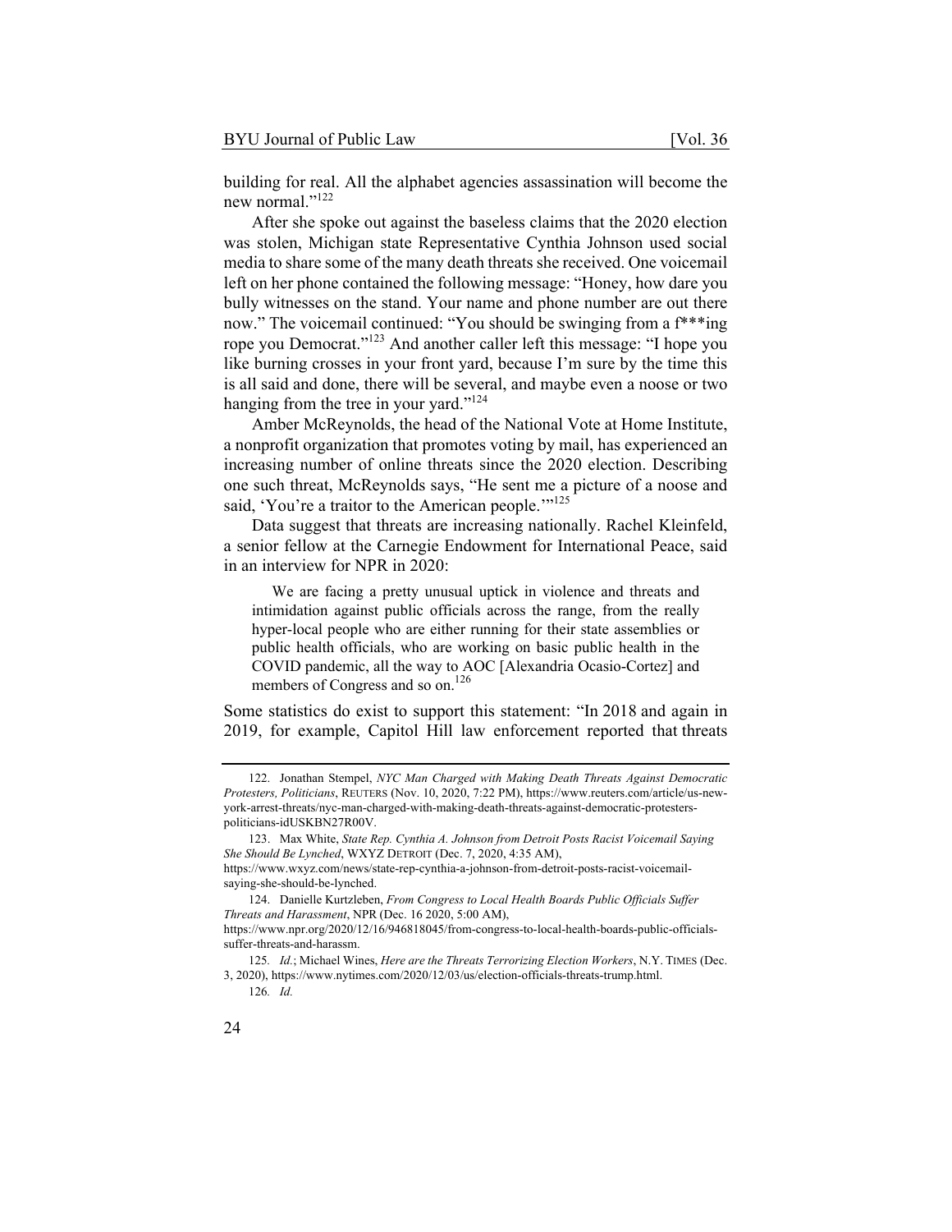building for real. All the alphabet agencies assassination will become the new normal."[122]

After she spoke out against the baseless claims that the 2020 election was stolen, Michigan state Representative Cynthia Johnson used social media to share some of the many death threats she received. One voicemail left on her phone contained the following message: "Honey, how dare you bully witnesses on the stand. Your name and phone number are out there now." The voicemail continued: "You should be swinging from a f***ing rope you Democrat."[123] And another caller left this message: "I hope you like burning crosses in your front yard, because I'm sure by the time this is all said and done, there will be several, and maybe even a noose or two hanging from the tree in your yard."[124]

Amber McReynolds, the head of the National Vote at Home Institute, a nonprofit organization that promotes voting by mail, has experienced an increasing number of online threats since the 2020 election. Describing one such threat, McReynolds says, "He sent me a picture of a noose and said, 'You're a traitor to the American people.'"[125]

Data suggest that threats are increasing nationally. Rachel Kleinfeld, a senior fellow at the Carnegie Endowment for International Peace, said in an interview for NPR in 2020:

> We are facing a pretty unusual uptick in violence and threats and intimidation against public officials across the range, from the really hyper-local people who are either running for their state assemblies or public health officials, who are working on basic public health in the COVID pandemic, all the way to AOC [Alexandria Ocasio-Cortez] and members of Congress and so on.[126]

Some statistics do exist to support this statement: "In 2018 and again in 2019, for example, Capitol Hill law enforcement reported that threats

---

122. Jonathan Stempel, *NYC Man Charged with Making Death Threats Against Democratic Protesters, Politicians*, REUTERS (Nov. 10, 2020, 7:22 PM), https://www.reuters.com/article/us-new-york-arrest-threats/nyc-man-charged-with-making-death-threats-against-democratic-protesters-politicians-idUSKBN27R00V.

123. Max White, *State Rep. Cynthia A. Johnson from Detroit Posts Racist Voicemail Saying She Should Be Lynched*, WXYZ DETROIT (Dec. 7, 2020, 4:35 AM), https://www.wxyz.com/news/state-rep-cynthia-a-johnson-from-detroit-posts-racist-voicemail-saying-she-should-be-lynched.

124. Danielle Kurtzleben, *From Congress to Local Health Boards Public Officials Suffer Threats and Harassment*, NPR (Dec. 16 2020, 5:00 AM), https://www.npr.org/2020/12/16/946818045/from-congress-to-local-health-boards-public-officials-suffer-threats-and-harassm.

125. *Id.*; Michael Wines, *Here are the Threats Terrorizing Election Workers*, N.Y. TIMES (Dec. 3, 2020), https://www.nytimes.com/2020/12/03/us/election-officials-threats-trump.html.

126. *Id.*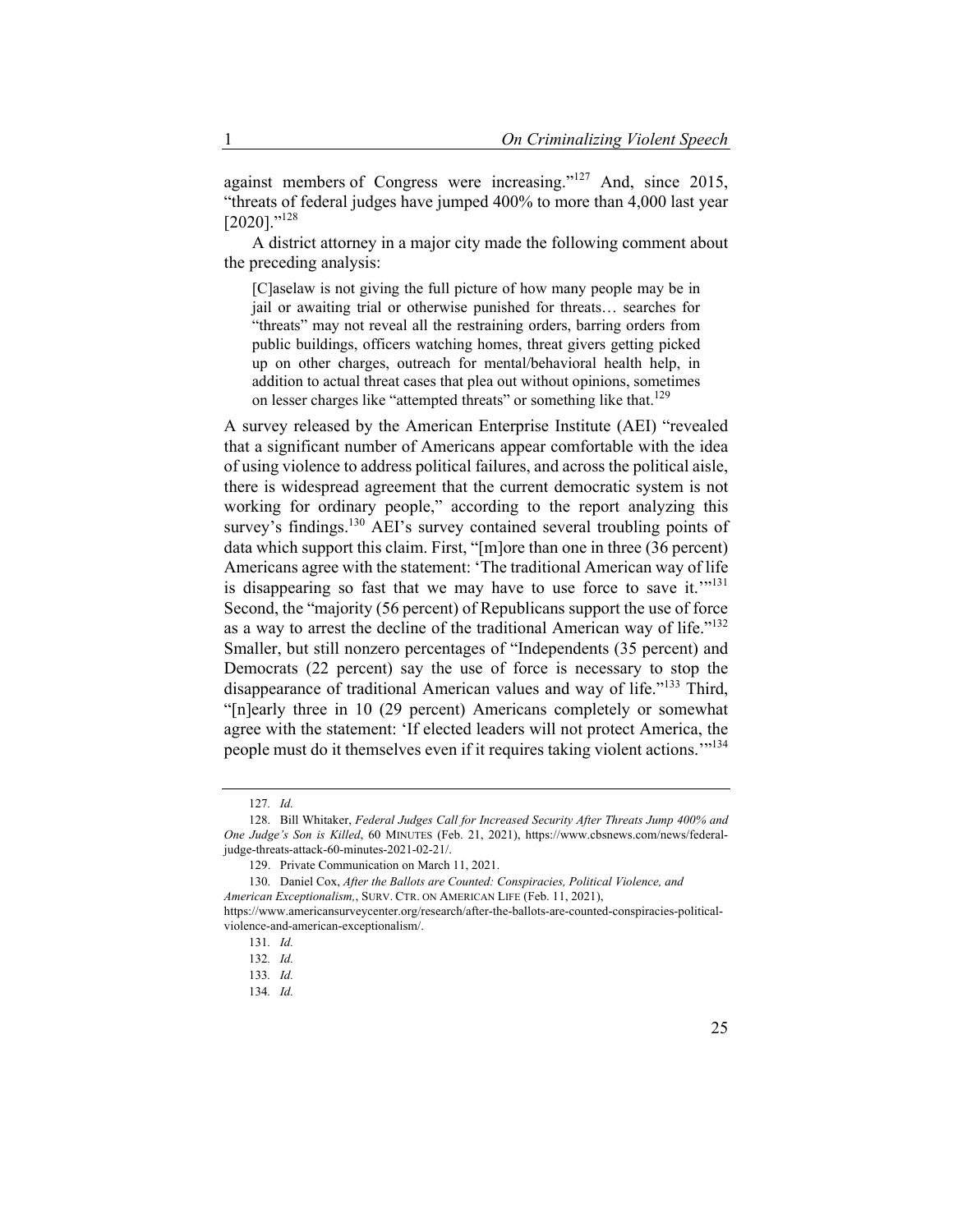against members of Congress were increasing."[127] And, since 2015, "threats of federal judges have jumped 400% to more than 4,000 last year [2020]."[128]

A district attorney in a major city made the following comment about the preceding analysis:

> [C]aselaw is not giving the full picture of how many people may be in jail or awaiting trial or otherwise punished for threats… searches for "threats" may not reveal all the restraining orders, barring orders from public buildings, officers watching homes, threat givers getting picked up on other charges, outreach for mental/behavioral health help, in addition to actual threat cases that plea out without opinions, sometimes on lesser charges like "attempted threats" or something like that.[129]

A survey released by the American Enterprise Institute (AEI) "revealed that a significant number of Americans appear comfortable with the idea of using violence to address political failures, and across the political aisle, there is widespread agreement that the current democratic system is not working for ordinary people," according to the report analyzing this survey's findings.[130] AEI's survey contained several troubling points of data which support this claim. First, "[m]ore than one in three (36 percent) Americans agree with the statement: 'The traditional American way of life is disappearing so fast that we may have to use force to save it.'"[131] Second, the "majority (56 percent) of Republicans support the use of force as a way to arrest the decline of the traditional American way of life."[132] Smaller, but still nonzero percentages of "Independents (35 percent) and Democrats (22 percent) say the use of force is necessary to stop the disappearance of traditional American values and way of life."[133] Third, "[n]early three in 10 (29 percent) Americans completely or somewhat agree with the statement: 'If elected leaders will not protect America, the people must do it themselves even if it requires taking violent actions.'"[134]

---

127. *Id.*

128. Bill Whitaker, *Federal Judges Call for Increased Security After Threats Jump 400% and One Judge's Son is Killed*, 60 MINUTES (Feb. 21, 2021), https://www.cbsnews.com/news/federal-judge-threats-attack-60-minutes-2021-02-21/.

129. Private Communication on March 11, 2021.

130. Daniel Cox, *After the Ballots are Counted: Conspiracies, Political Violence, and American Exceptionalism,*, SURV. CTR. ON AMERICAN LIFE (Feb. 11, 2021), https://www.americansurveycenter.org/research/after-the-ballots-are-counted-conspiracies-political-violence-and-american-exceptionalism/.

131. *Id.*

132. *Id.*

133. *Id.*

134. *Id.*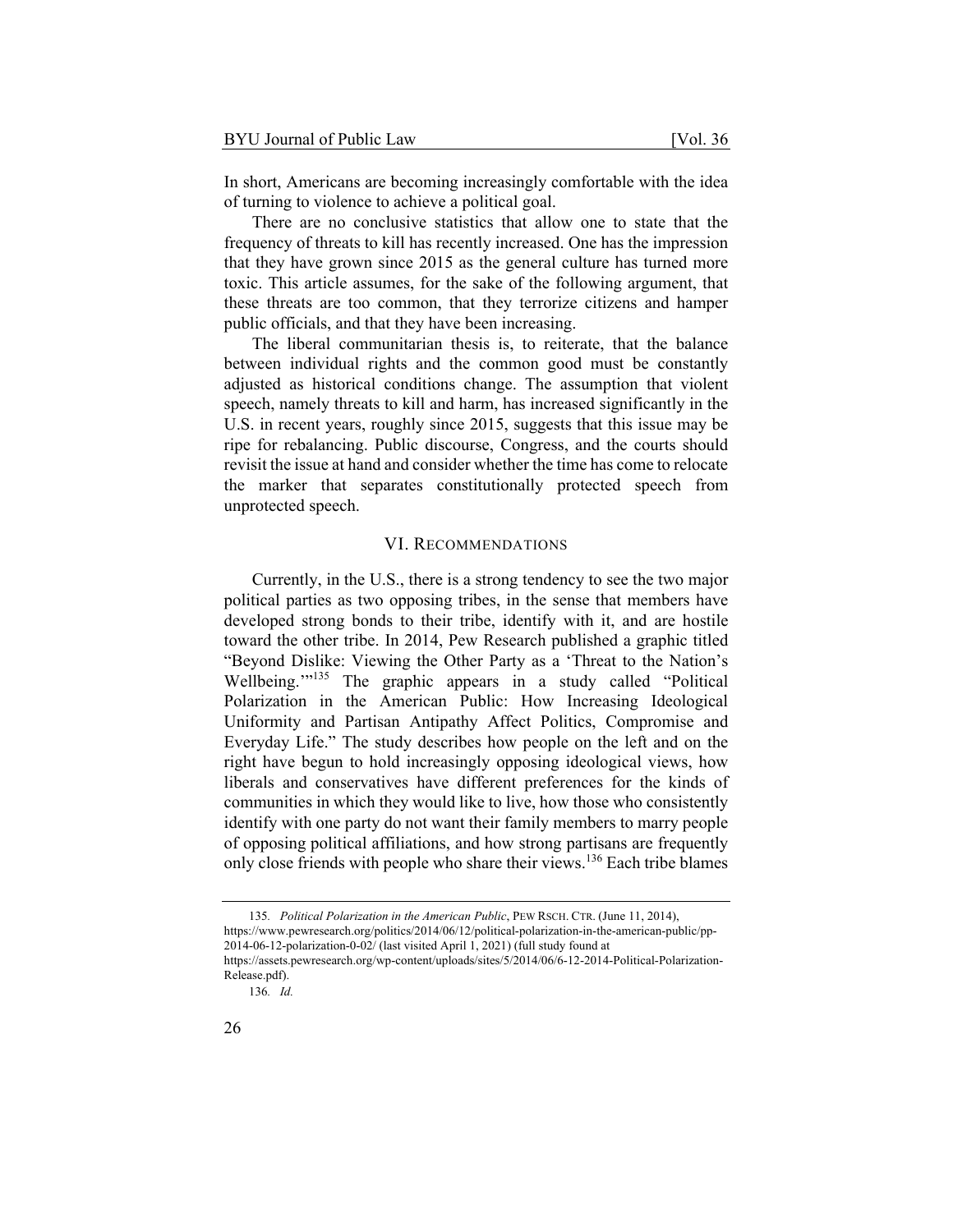In short, Americans are becoming increasingly comfortable with the idea of turning to violence to achieve a political goal.

There are no conclusive statistics that allow one to state that the frequency of threats to kill has recently increased. One has the impression that they have grown since 2015 as the general culture has turned more toxic. This article assumes, for the sake of the following argument, that these threats are too common, that they terrorize citizens and hamper public officials, and that they have been increasing.

The liberal communitarian thesis is, to reiterate, that the balance between individual rights and the common good must be constantly adjusted as historical conditions change. The assumption that violent speech, namely threats to kill and harm, has increased significantly in the U.S. in recent years, roughly since 2015, suggests that this issue may be ripe for rebalancing. Public discourse, Congress, and the courts should revisit the issue at hand and consider whether the time has come to relocate the marker that separates constitutionally protected speech from unprotected speech.

## VI. RECOMMENDATIONS

Currently, in the U.S., there is a strong tendency to see the two major political parties as two opposing tribes, in the sense that members have developed strong bonds to their tribe, identify with it, and are hostile toward the other tribe. In 2014, Pew Research published a graphic titled "Beyond Dislike: Viewing the Other Party as a 'Threat to the Nation's Wellbeing.'"[135] The graphic appears in a study called "Political Polarization in the American Public: How Increasing Ideological Uniformity and Partisan Antipathy Affect Politics, Compromise and Everyday Life." The study describes how people on the left and on the right have begun to hold increasingly opposing ideological views, how liberals and conservatives have different preferences for the kinds of communities in which they would like to live, how those who consistently identify with one party do not want their family members to marry people of opposing political affiliations, and how strong partisans are frequently only close friends with people who share their views.[136] Each tribe blames

---

135. *Political Polarization in the American Public*, PEW RSCH. CTR. (June 11, 2014), https://www.pewresearch.org/politics/2014/06/12/political-polarization-in-the-american-public/pp-2014-06-12-polarization-0-02/ (last visited April 1, 2021) (full study found at https://assets.pewresearch.org/wp-content/uploads/sites/5/2014/06/6-12-2014-Political-Polarization-Release.pdf).

136. *Id.*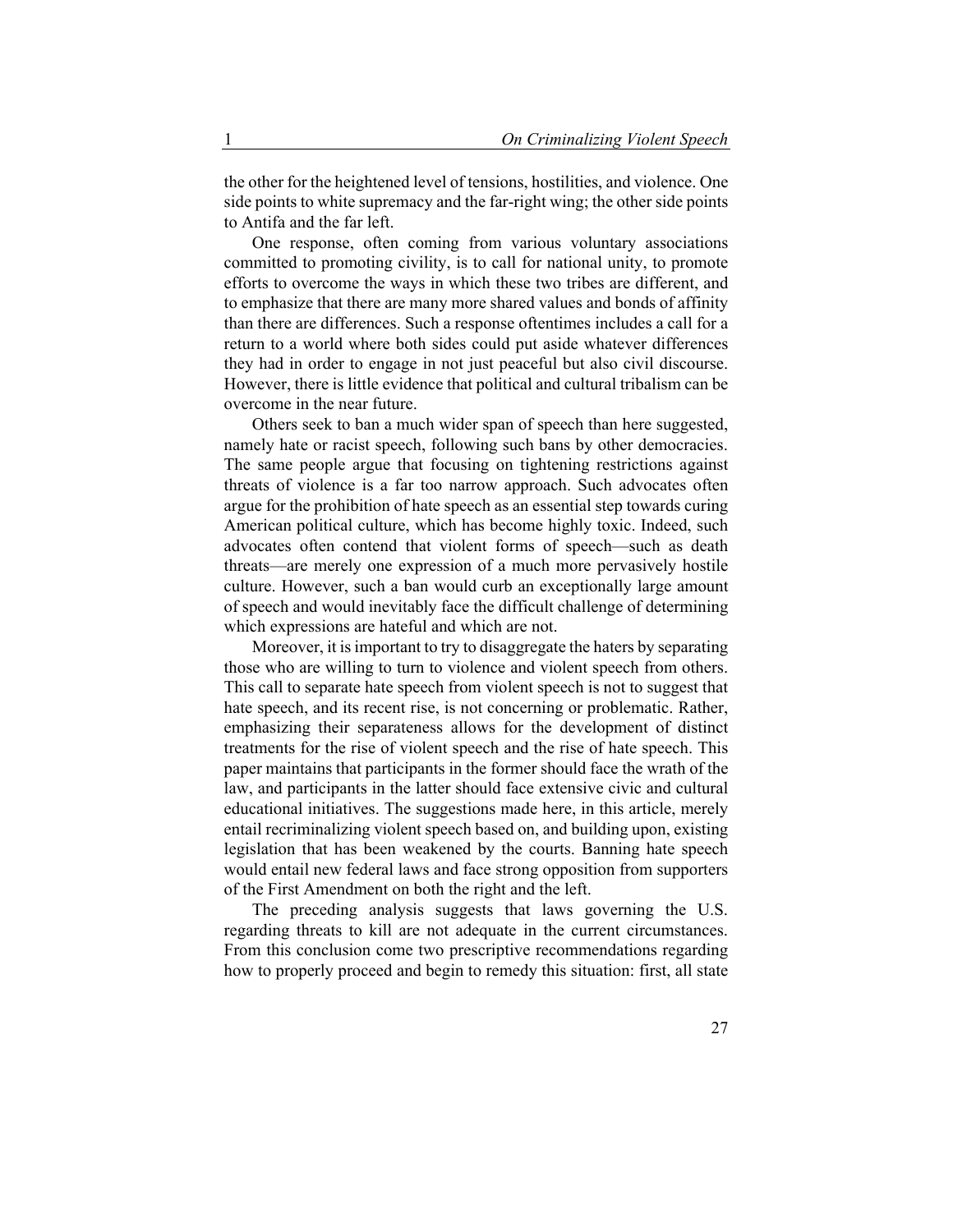the other for the heightened level of tensions, hostilities, and violence. One side points to white supremacy and the far-right wing; the other side points to Antifa and the far left.

One response, often coming from various voluntary associations committed to promoting civility, is to call for national unity, to promote efforts to overcome the ways in which these two tribes are different, and to emphasize that there are many more shared values and bonds of affinity than there are differences. Such a response oftentimes includes a call for a return to a world where both sides could put aside whatever differences they had in order to engage in not just peaceful but also civil discourse. However, there is little evidence that political and cultural tribalism can be overcome in the near future.

Others seek to ban a much wider span of speech than here suggested, namely hate or racist speech, following such bans by other democracies. The same people argue that focusing on tightening restrictions against threats of violence is a far too narrow approach. Such advocates often argue for the prohibition of hate speech as an essential step towards curing American political culture, which has become highly toxic. Indeed, such advocates often contend that violent forms of speech—such as death threats—are merely one expression of a much more pervasively hostile culture. However, such a ban would curb an exceptionally large amount of speech and would inevitably face the difficult challenge of determining which expressions are hateful and which are not.

Moreover, it is important to try to disaggregate the haters by separating those who are willing to turn to violence and violent speech from others. This call to separate hate speech from violent speech is not to suggest that hate speech, and its recent rise, is not concerning or problematic. Rather, emphasizing their separateness allows for the development of distinct treatments for the rise of violent speech and the rise of hate speech. This paper maintains that participants in the former should face the wrath of the law, and participants in the latter should face extensive civic and cultural educational initiatives. The suggestions made here, in this article, merely entail recriminalizing violent speech based on, and building upon, existing legislation that has been weakened by the courts. Banning hate speech would entail new federal laws and face strong opposition from supporters of the First Amendment on both the right and the left.

The preceding analysis suggests that laws governing the U.S. regarding threats to kill are not adequate in the current circumstances. From this conclusion come two prescriptive recommendations regarding how to properly proceed and begin to remedy this situation: first, all state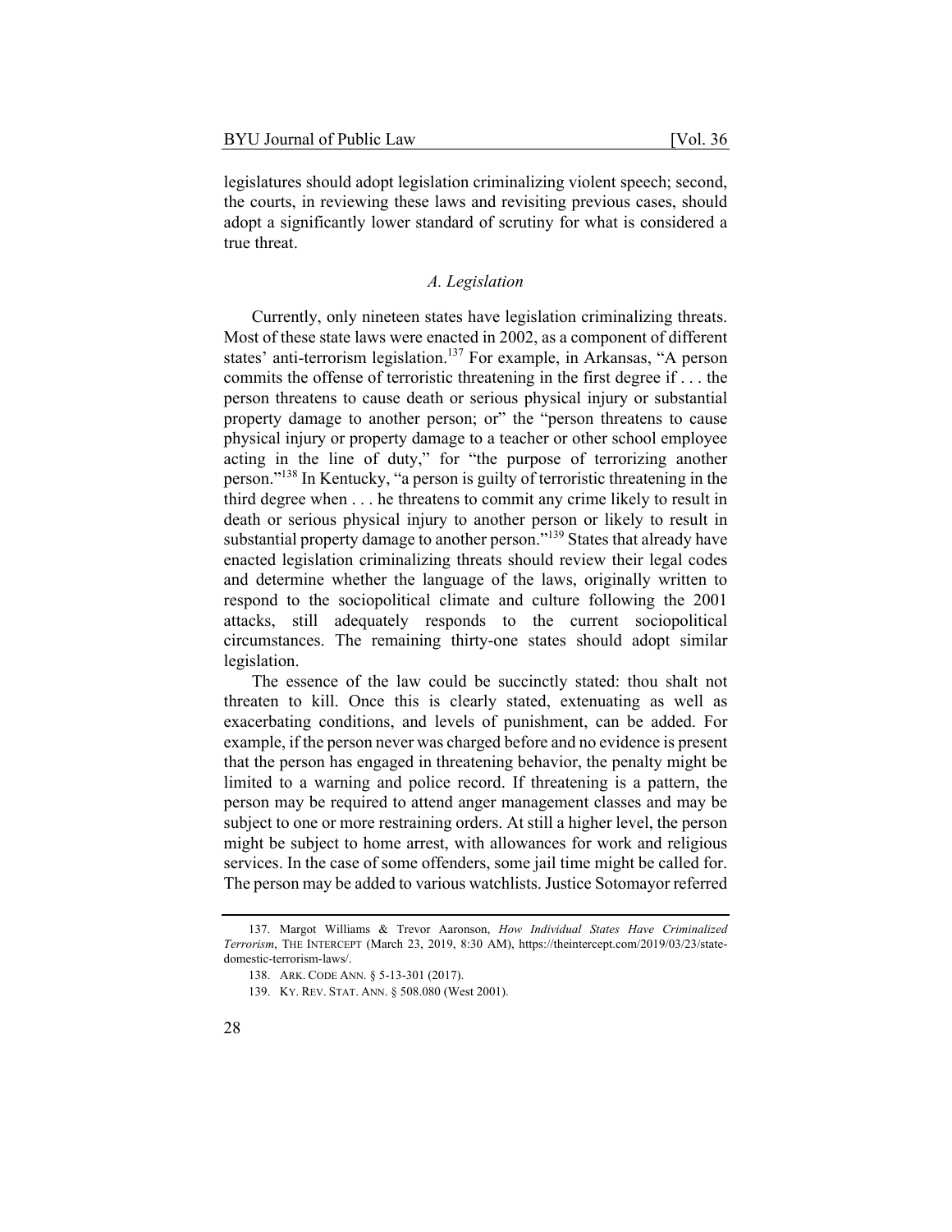legislatures should adopt legislation criminalizing violent speech; second, the courts, in reviewing these laws and revisiting previous cases, should adopt a significantly lower standard of scrutiny for what is considered a true threat.

### *A. Legislation*

Currently, only nineteen states have legislation criminalizing threats. Most of these state laws were enacted in 2002, as a component of different states' anti-terrorism legislation.[137] For example, in Arkansas, "A person commits the offense of terroristic threatening in the first degree if . . . the person threatens to cause death or serious physical injury or substantial property damage to another person; or" the "person threatens to cause physical injury or property damage to a teacher or other school employee acting in the line of duty," for "the purpose of terrorizing another person."[138] In Kentucky, "a person is guilty of terroristic threatening in the third degree when . . . he threatens to commit any crime likely to result in death or serious physical injury to another person or likely to result in substantial property damage to another person."[139] States that already have enacted legislation criminalizing threats should review their legal codes and determine whether the language of the laws, originally written to respond to the sociopolitical climate and culture following the 2001 attacks, still adequately responds to the current sociopolitical circumstances. The remaining thirty-one states should adopt similar legislation.

The essence of the law could be succinctly stated: thou shalt not threaten to kill. Once this is clearly stated, extenuating as well as exacerbating conditions, and levels of punishment, can be added. For example, if the person never was charged before and no evidence is present that the person has engaged in threatening behavior, the penalty might be limited to a warning and police record. If threatening is a pattern, the person may be required to attend anger management classes and may be subject to one or more restraining orders. At still a higher level, the person might be subject to home arrest, with allowances for work and religious services. In the case of some offenders, some jail time might be called for. The person may be added to various watchlists. Justice Sotomayor referred

---

137. Margot Williams & Trevor Aaronson, *How Individual States Have Criminalized Terrorism*, THE INTERCEPT (March 23, 2019, 8:30 AM), https://theintercept.com/2019/03/23/state-domestic-terrorism-laws/.

138. ARK. CODE ANN. § 5-13-301 (2017).

139. KY. REV. STAT. ANN. § 508.080 (West 2001).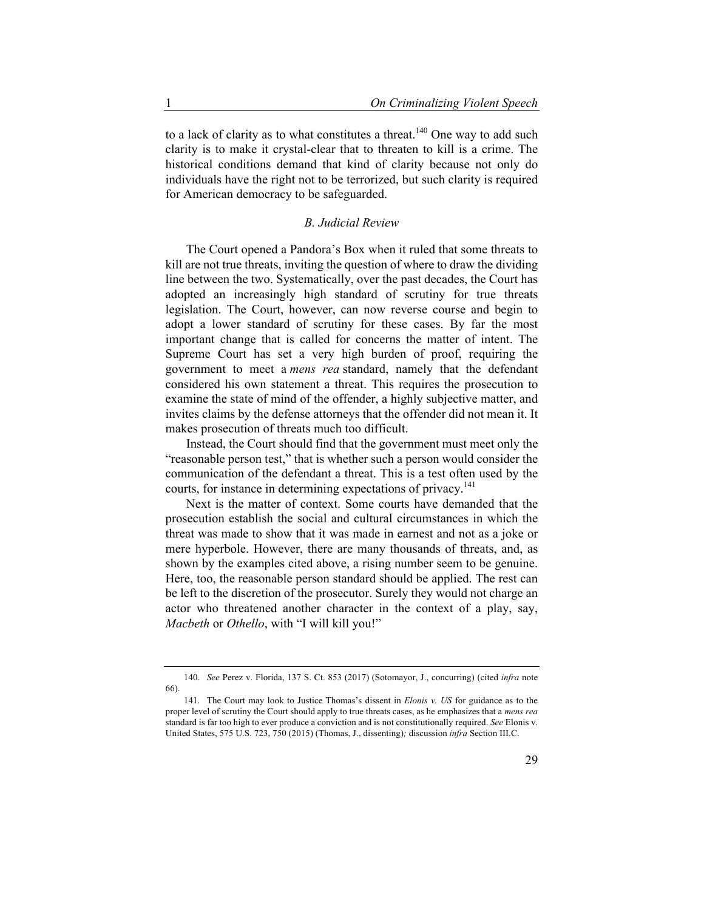to a lack of clarity as to what constitutes a threat.[140] One way to add such clarity is to make it crystal-clear that to threaten to kill is a crime. The historical conditions demand that kind of clarity because not only do individuals have the right not to be terrorized, but such clarity is required for American democracy to be safeguarded.

### *B. Judicial Review*

The Court opened a Pandora's Box when it ruled that some threats to kill are not true threats, inviting the question of where to draw the dividing line between the two. Systematically, over the past decades, the Court has adopted an increasingly high standard of scrutiny for true threats legislation. The Court, however, can now reverse course and begin to adopt a lower standard of scrutiny for these cases. By far the most important change that is called for concerns the matter of intent. The Supreme Court has set a very high burden of proof, requiring the government to meet a *mens rea* standard, namely that the defendant considered his own statement a threat. This requires the prosecution to examine the state of mind of the offender, a highly subjective matter, and invites claims by the defense attorneys that the offender did not mean it. It makes prosecution of threats much too difficult.

Instead, the Court should find that the government must meet only the "reasonable person test," that is whether such a person would consider the communication of the defendant a threat. This is a test often used by the courts, for instance in determining expectations of privacy.[141]

Next is the matter of context. Some courts have demanded that the prosecution establish the social and cultural circumstances in which the threat was made to show that it was made in earnest and not as a joke or mere hyperbole. However, there are many thousands of threats, and, as shown by the examples cited above, a rising number seem to be genuine. Here, too, the reasonable person standard should be applied. The rest can be left to the discretion of the prosecutor. Surely they would not charge an actor who threatened another character in the context of a play, say, *Macbeth* or *Othello*, with "I will kill you!"

---

140. *See* Perez v. Florida, 137 S. Ct. 853 (2017) (Sotomayor, J., concurring) (cited *infra* note 66).

141. The Court may look to Justice Thomas's dissent in *Elonis v. US* for guidance as to the proper level of scrutiny the Court should apply to true threats cases, as he emphasizes that a *mens rea* standard is far too high to ever produce a conviction and is not constitutionally required. *See* Elonis v. United States, 575 U.S. 723, 750 (2015) (Thomas, J., dissenting)*;* discussion *infra* Section III.C.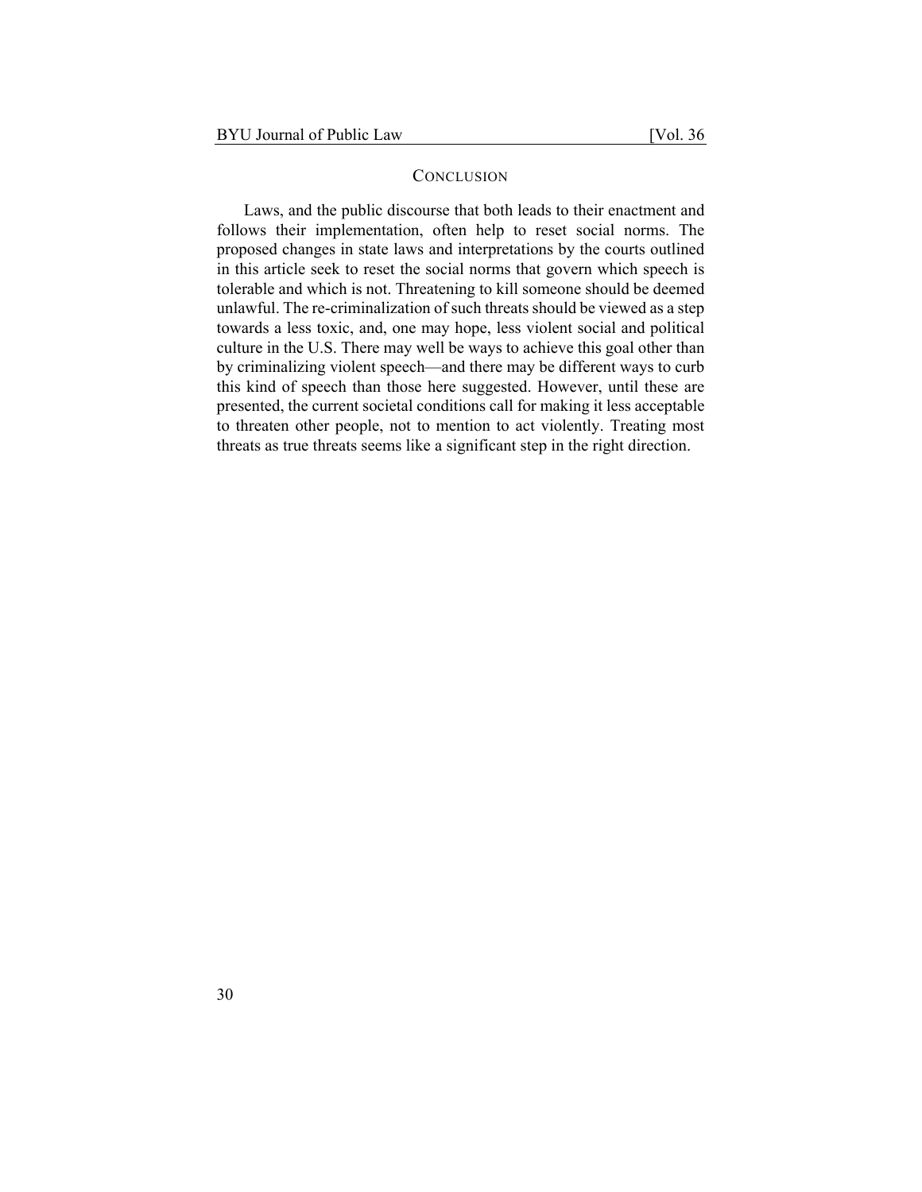## Conclusion

Laws, and the public discourse that both leads to their enactment and follows their implementation, often help to reset social norms. The proposed changes in state laws and interpretations by the courts outlined in this article seek to reset the social norms that govern which speech is tolerable and which is not. Threatening to kill someone should be deemed unlawful. The re-criminalization of such threats should be viewed as a step towards a less toxic, and, one may hope, less violent social and political culture in the U.S. There may well be ways to achieve this goal other than by criminalizing violent speech—and there may be different ways to curb this kind of speech than those here suggested. However, until these are presented, the current societal conditions call for making it less acceptable to threaten other people, not to mention to act violently. Treating most threats as true threats seems like a significant step in the right direction.